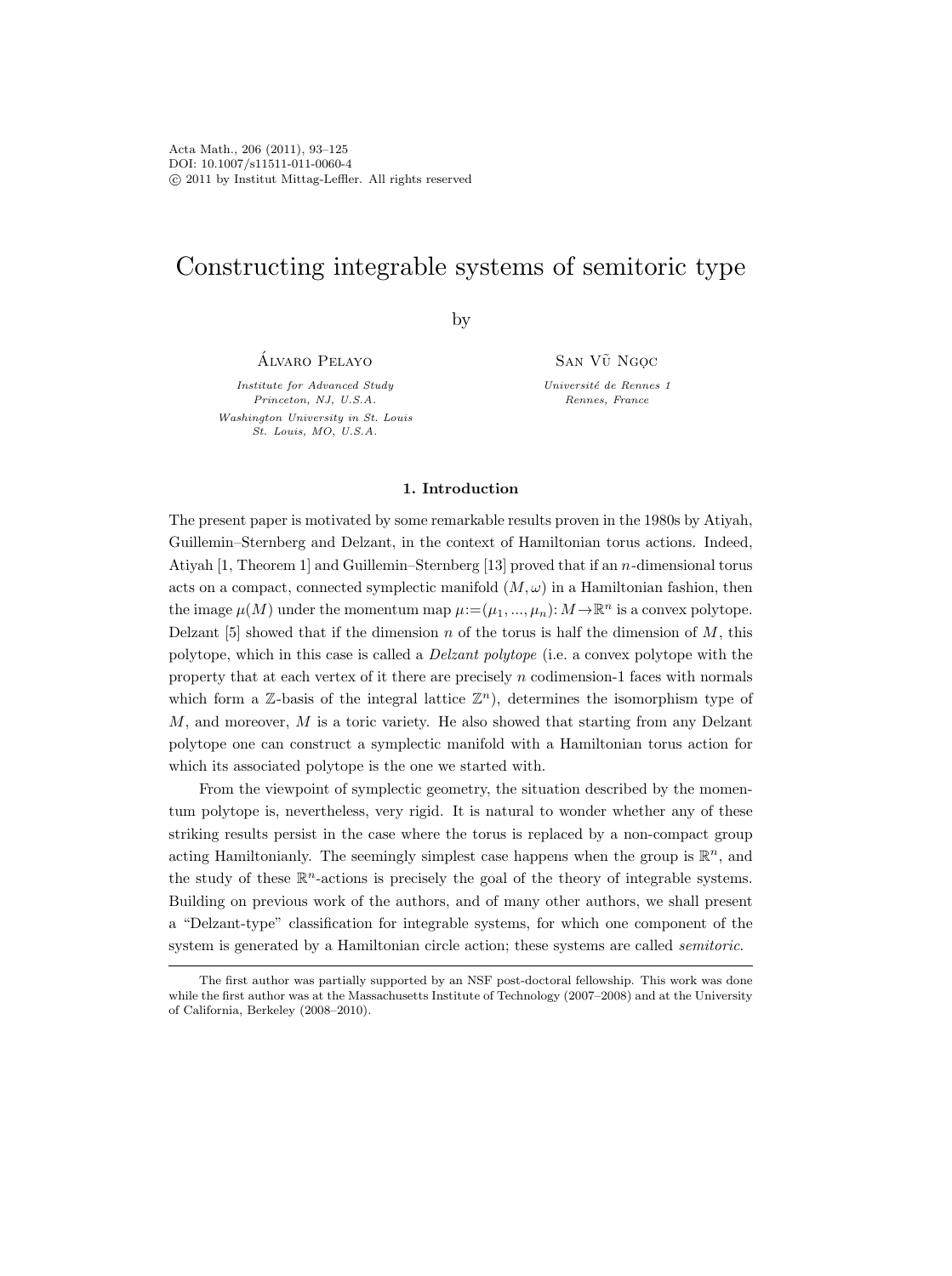# Constructing integrable systems of semitoric type

by

Álvaro Pelayo

*Institute for Advanced Study*
*Princeton, NJ, U.S.A.*
*Washington University in St. Louis*
*St. Louis, MO, U.S.A.*

San Vũ Ngọc

*Université de Rennes 1*
*Rennes, France*

## 1. Introduction

The present paper is motivated by some remarkable results proven in the 1980s by Atiyah, Guillemin–Sternberg and Delzant, in the context of Hamiltonian torus actions. Indeed, Atiyah [1, Theorem 1] and Guillemin–Sternberg [13] proved that if an $n$-dimensional torus acts on a compact, connected symplectic manifold $(M, \omega)$ in a Hamiltonian fashion, then the image $\mu(M)$ under the momentum map $\mu := (\mu_1, ..., \mu_n): M \to \mathbb{R}^n$ is a convex polytope. Delzant [5] showed that if the dimension $n$ of the torus is half the dimension of $M$, this polytope, which in this case is called a *Delzant polytope* (i.e. a convex polytope with the property that at each vertex of it there are precisely $n$ codimension-1 faces with normals which form a $\mathbb{Z}$-basis of the integral lattice $\mathbb{Z}^n$), determines the isomorphism type of $M$, and moreover, $M$ is a toric variety. He also showed that starting from any Delzant polytope one can construct a symplectic manifold with a Hamiltonian torus action for which its associated polytope is the one we started with.

From the viewpoint of symplectic geometry, the situation described by the momentum polytope is, nevertheless, very rigid. It is natural to wonder whether any of these striking results persist in the case where the torus is replaced by a non-compact group acting Hamiltonianly. The seemingly simplest case happens when the group is $\mathbb{R}^n$, and the study of these $\mathbb{R}^n$-actions is precisely the goal of the theory of integrable systems. Building on previous work of the authors, and of many other authors, we shall present a "Delzant-type" classification for integrable systems, for which one component of the system is generated by a Hamiltonian circle action; these systems are called *semitoric*.

The first author was partially supported by an NSF post-doctoral fellowship. This work was done while the first author was at the Massachusetts Institute of Technology (2007–2008) and at the University of California, Berkeley (2008–2010).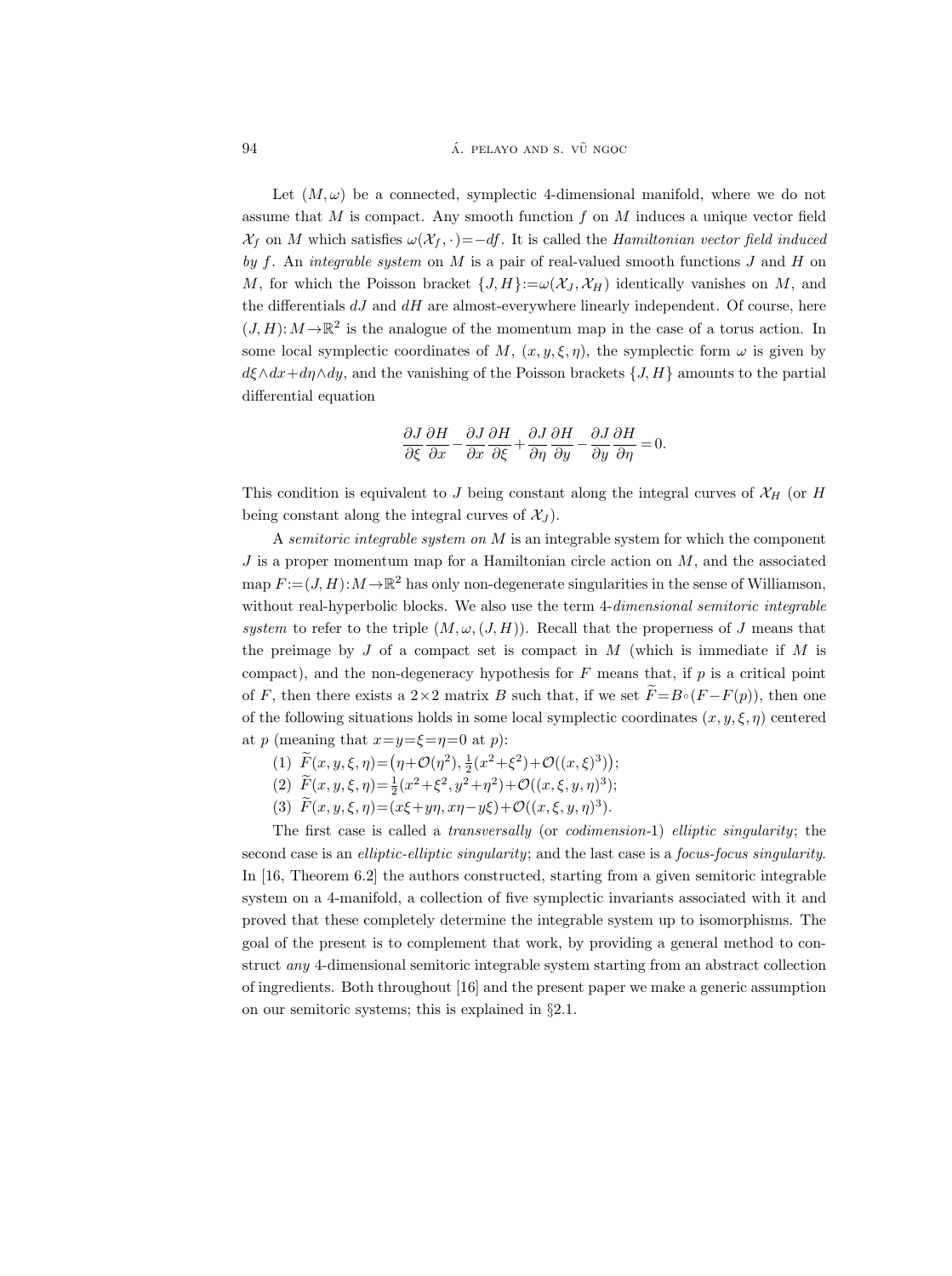Let $(M,\omega)$ be a connected, symplectic 4-dimensional manifold, where we do not assume that $M$ is compact. Any smooth function $f$ on $M$ induces a unique vector field $\mathcal{X}_f$ on $M$ which satisfies $\omega(\mathcal{X}_f,\cdot)=-df$. It is called the *Hamiltonian vector field induced by* $f$. An *integrable system* on $M$ is a pair of real-valued smooth functions $J$ and $H$ on $M$, for which the Poisson bracket $\{J,H\}:=\omega(\mathcal{X}_J,\mathcal{X}_H)$ identically vanishes on $M$, and the differentials $dJ$ and $dH$ are almost-everywhere linearly independent. Of course, here $(J,H)\colon M\to\mathbb{R}^2$ is the analogue of the momentum map in the case of a torus action. In some local symplectic coordinates of $M$, $(x,y,\xi,\eta)$, the symplectic form $\omega$ is given by $d\xi\wedge dx+d\eta\wedge dy$, and the vanishing of the Poisson brackets $\{J,H\}$ amounts to the partial differential equation

$$\frac{\partial J}{\partial \xi}\frac{\partial H}{\partial x}-\frac{\partial J}{\partial x}\frac{\partial H}{\partial \xi}+\frac{\partial J}{\partial \eta}\frac{\partial H}{\partial y}-\frac{\partial J}{\partial y}\frac{\partial H}{\partial \eta}=0.$$

This condition is equivalent to $J$ being constant along the integral curves of $\mathcal{X}_H$ (or $H$ being constant along the integral curves of $\mathcal{X}_J$).

A *semitoric integrable system on* $M$ is an integrable system for which the component $J$ is a proper momentum map for a Hamiltonian circle action on $M$, and the associated map $F:=(J,H)\colon M\to\mathbb{R}^2$ has only non-degenerate singularities in the sense of Williamson, without real-hyperbolic blocks. We also use the term 4-*dimensional semitoric integrable system* to refer to the triple $(M,\omega,(J,H))$. Recall that the properness of $J$ means that the preimage by $J$ of a compact set is compact in $M$ (which is immediate if $M$ is compact), and the non-degeneracy hypothesis for $F$ means that, if $p$ is a critical point of $F$, then there exists a $2\times 2$ matrix $B$ such that, if we set $\widetilde{F}=B\circ(F-F(p))$, then one of the following situations holds in some local symplectic coordinates $(x,y,\xi,\eta)$ centered at $p$ (meaning that $x=y=\xi=\eta=0$ at $p$):

(1) $\widetilde{F}(x,y,\xi,\eta)=\big(\eta+\mathcal{O}(\eta^2),\frac{1}{2}(x^2+\xi^2)+\mathcal{O}((x,\xi)^3)\big)$;

(2) $\widetilde{F}(x,y,\xi,\eta)=\frac{1}{2}(x^2+\xi^2,y^2+\eta^2)+\mathcal{O}((x,\xi,y,\eta)^3)$;

(3) $\widetilde{F}(x,y,\xi,\eta)=(x\xi+y\eta,x\eta-y\xi)+\mathcal{O}((x,\xi,y,\eta)^3)$.

The first case is called a *transversally* (or *codimension*-1) *elliptic singularity*; the second case is an *elliptic-elliptic singularity*; and the last case is a *focus-focus singularity*. In [16, Theorem 6.2] the authors constructed, starting from a given semitoric integrable system on a 4-manifold, a collection of five symplectic invariants associated with it and proved that these completely determine the integrable system up to isomorphisms. The goal of the present is to complement that work, by providing a general method to construct *any* 4-dimensional semitoric integrable system starting from an abstract collection of ingredients. Both throughout [16] and the present paper we make a generic assumption on our semitoric systems; this is explained in §2.1.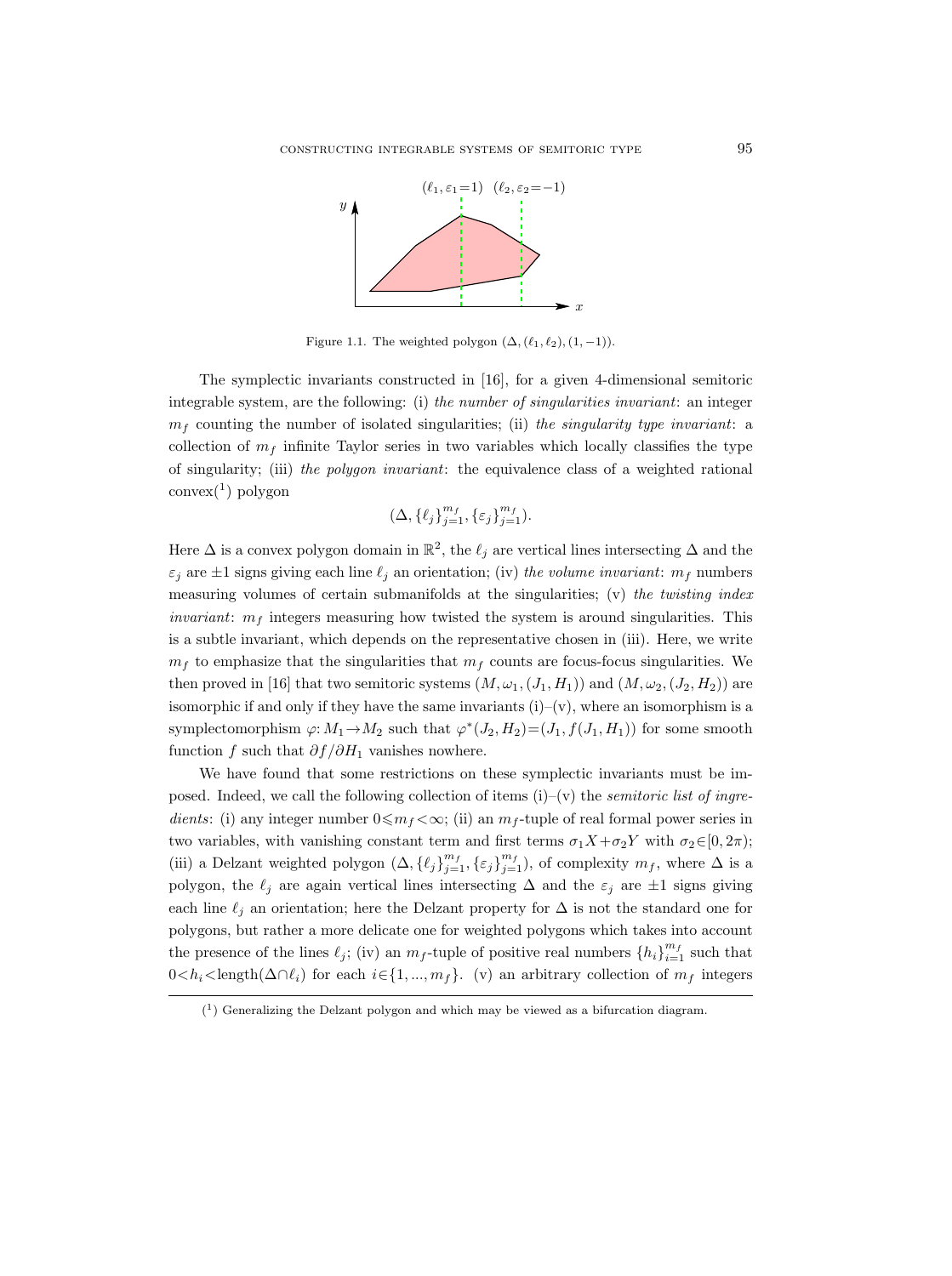Figure 1.1. The weighted polygon $(\Delta, (\ell_1, \ell_2), (1, -1))$.

The symplectic invariants constructed in [16], for a given 4-dimensional semitoric integrable system, are the following: (i) *the number of singularities invariant*: an integer $m_f$ counting the number of isolated singularities; (ii) *the singularity type invariant*: a collection of $m_f$ infinite Taylor series in two variables which locally classifies the type of singularity; (iii) *the polygon invariant*: the equivalence class of a weighted rational convex([1]) polygon

$$(\Delta, \{\ell_j\}_{j=1}^{m_f}, \{\varepsilon_j\}_{j=1}^{m_f}).$$

Here $\Delta$ is a convex polygon domain in $\mathbb{R}^2$, the $\ell_j$ are vertical lines intersecting $\Delta$ and the $\varepsilon_j$ are $\pm 1$ signs giving each line $\ell_j$ an orientation; (iv) *the volume invariant*: $m_f$ numbers measuring volumes of certain submanifolds at the singularities; (v) *the twisting index invariant*: $m_f$ integers measuring how twisted the system is around singularities. This is a subtle invariant, which depends on the representative chosen in (iii). Here, we write $m_f$ to emphasize that the singularities that $m_f$ counts are focus-focus singularities. We then proved in [16] that two semitoric systems $(M, \omega_1, (J_1, H_1))$ and $(M, \omega_2, (J_2, H_2))$ are isomorphic if and only if they have the same invariants (i)–(v), where an isomorphism is a symplectomorphism $\varphi: M_1 \to M_2$ such that $\varphi^*(J_2, H_2) = (J_1, f(J_1, H_1))$ for some smooth function $f$ such that $\partial f / \partial H_1$ vanishes nowhere.

We have found that some restrictions on these symplectic invariants must be imposed. Indeed, we call the following collection of items (i)–(v) the *semitoric list of ingredients*: (i) any integer number $0 \leqslant m_f < \infty$; (ii) an $m_f$-tuple of real formal power series in two variables, with vanishing constant term and first terms $\sigma_1 X + \sigma_2 Y$ with $\sigma_2 \in [0, 2\pi)$; (iii) a Delzant weighted polygon $(\Delta, \{\ell_j\}_{j=1}^{m_f}, \{\varepsilon_j\}_{j=1}^{m_f})$, of complexity $m_f$, where $\Delta$ is a polygon, the $\ell_j$ are again vertical lines intersecting $\Delta$ and the $\varepsilon_j$ are $\pm 1$ signs giving each line $\ell_j$ an orientation; here the Delzant property for $\Delta$ is not the standard one for polygons, but rather a more delicate one for weighted polygons which takes into account the presence of the lines $\ell_j$; (iv) an $m_f$-tuple of positive real numbers $\{h_i\}_{i=1}^{m_f}$ such that $0 < h_i < \text{length}(\Delta \cap \ell_i)$ for each $i \in \{1, ..., m_f\}$. (v) an arbitrary collection of $m_f$ integers

[1] Generalizing the Delzant polygon and which may be viewed as a bifurcation diagram.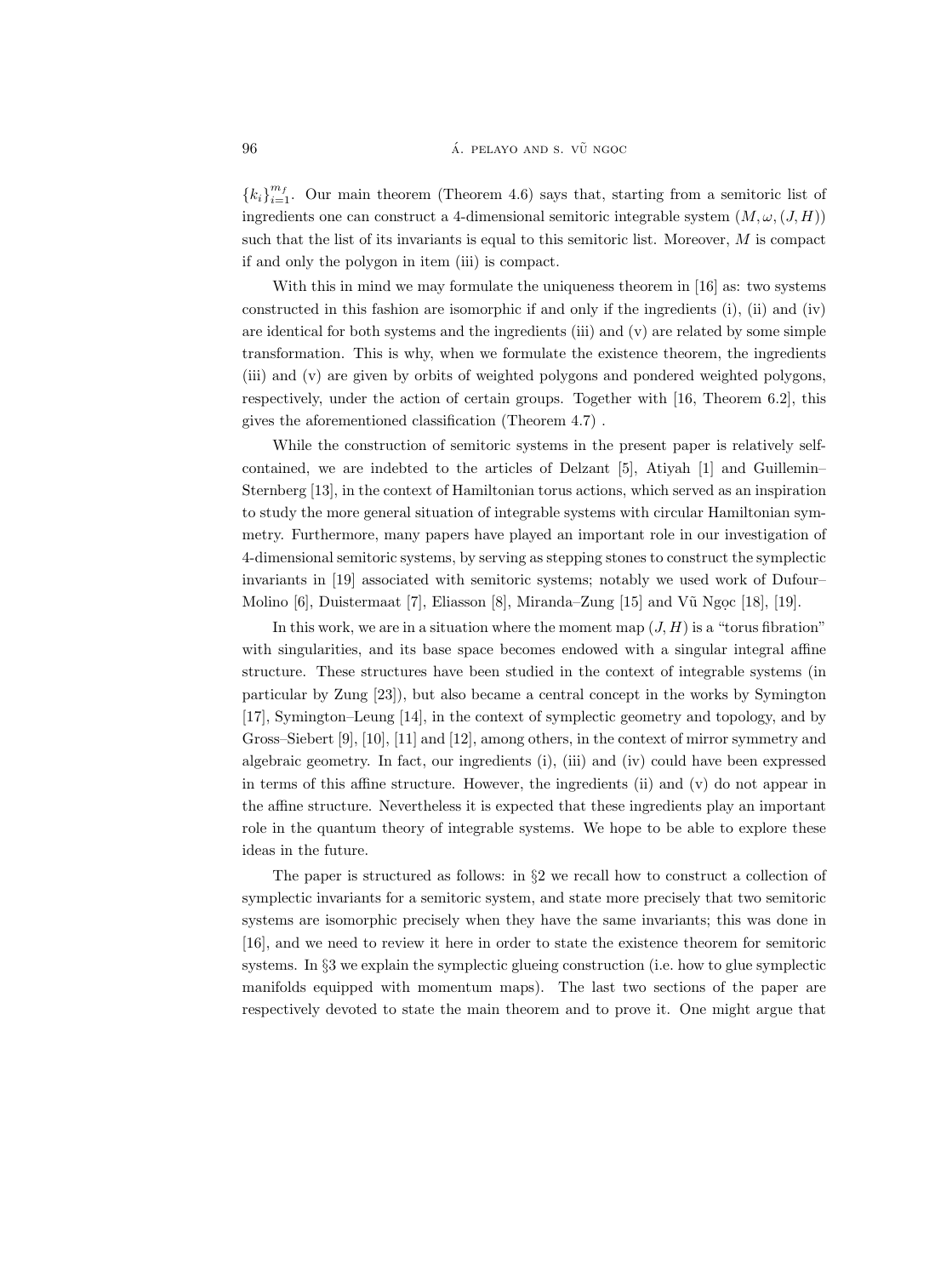$\{k_i\}_{i=1}^{m_f}$. Our main theorem (Theorem 4.6) says that, starting from a semitoric list of ingredients one can construct a 4-dimensional semitoric integrable system $(M, \omega, (J, H))$ such that the list of its invariants is equal to this semitoric list. Moreover, $M$ is compact if and only if the polygon in item (iii) is compact.

With this in mind we may formulate the uniqueness theorem in [16] as: two systems constructed in this fashion are isomorphic if and only if the ingredients (i), (ii) and (iv) are identical for both systems and the ingredients (iii) and (v) are related by some simple transformation. This is why, when we formulate the existence theorem, the ingredients (iii) and (v) are given by orbits of weighted polygons and pondered weighted polygons, respectively, under the action of certain groups. Together with [16, Theorem 6.2], this gives the aforementioned classification (Theorem 4.7) .

While the construction of semitoric systems in the present paper is relatively self-contained, we are indebted to the articles of Delzant [5], Atiyah [1] and Guillemin–Sternberg [13], in the context of Hamiltonian torus actions, which served as an inspiration to study the more general situation of integrable systems with circular Hamiltonian symmetry. Furthermore, many papers have played an important role in our investigation of 4-dimensional semitoric systems, by serving as stepping stones to construct the symplectic invariants in [19] associated with semitoric systems; notably we used work of Dufour–Molino [6], Duistermaat [7], Eliasson [8], Miranda–Zung [15] and Vũ Ngọc [18], [19].

In this work, we are in a situation where the moment map $(J, H)$ is a "torus fibration" with singularities, and its base space becomes endowed with a singular integral affine structure. These structures have been studied in the context of integrable systems (in particular by Zung [23]), but also became a central concept in the works by Symington [17], Symington–Leung [14], in the context of symplectic geometry and topology, and by Gross–Siebert [9], [10], [11] and [12], among others, in the context of mirror symmetry and algebraic geometry. In fact, our ingredients (i), (iii) and (iv) could have been expressed in terms of this affine structure. However, the ingredients (ii) and (v) do not appear in the affine structure. Nevertheless it is expected that these ingredients play an important role in the quantum theory of integrable systems. We hope to be able to explore these ideas in the future.

The paper is structured as follows: in §2 we recall how to construct a collection of symplectic invariants for a semitoric system, and state more precisely that two semitoric systems are isomorphic precisely when they have the same invariants; this was done in [16], and we need to review it here in order to state the existence theorem for semitoric systems. In §3 we explain the symplectic glueing construction (i.e. how to glue symplectic manifolds equipped with momentum maps). The last two sections of the paper are respectively devoted to state the main theorem and to prove it. One might argue that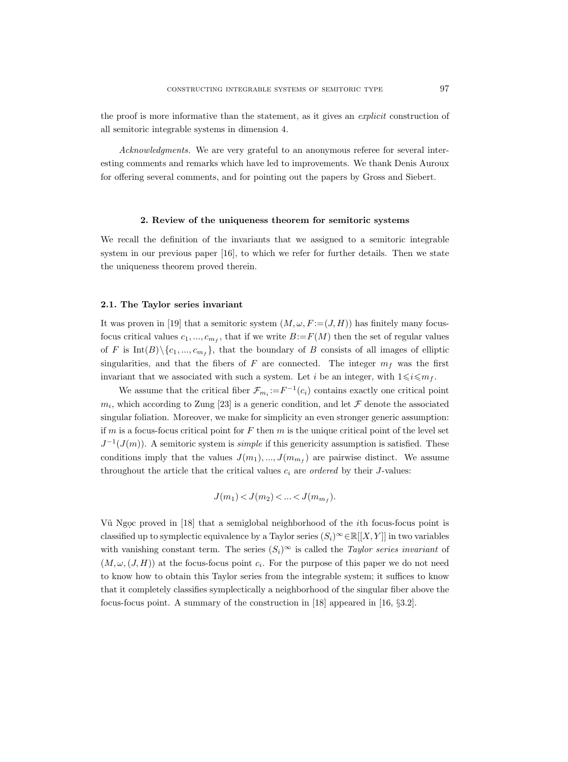the proof is more informative than the statement, as it gives an *explicit* construction of all semitoric integrable systems in dimension 4.

*Acknowledgments.* We are very grateful to an anonymous referee for several interesting comments and remarks which have led to improvements. We thank Denis Auroux for offering several comments, and for pointing out the papers by Gross and Siebert.

## 2. Review of the uniqueness theorem for semitoric systems

We recall the definition of the invariants that we assigned to a semitoric integrable system in our previous paper [16], to which we refer for further details. Then we state the uniqueness theorem proved therein.

### 2.1. The Taylor series invariant

It was proven in [19] that a semitoric system $(M,\omega,F:=(J,H))$ has finitely many focus-focus critical values $c_1,...,c_{m_f}$, that if we write $B:=F(M)$ then the set of regular values of $F$ is $\mathrm{Int}(B)\setminus\{c_1,...,c_{m_f}\}$, that the boundary of $B$ consists of all images of elliptic singularities, and that the fibers of $F$ are connected. The integer $m_f$ was the first invariant that we associated with such a system. Let $i$ be an integer, with $1\leqslant i\leqslant m_f$.

We assume that the critical fiber $\mathcal{F}_{m_i}:=F^{-1}(c_i)$ contains exactly one critical point $m_i$, which according to Zung [23] is a generic condition, and let $\mathcal{F}$ denote the associated singular foliation. Moreover, we make for simplicity an even stronger generic assumption: if $m$ is a focus-focus critical point for $F$ then $m$ is the unique critical point of the level set $J^{-1}(J(m))$. A semitoric system is *simple* if this genericity assumption is satisfied. These conditions imply that the values $J(m_1),...,J(m_{m_f})$ are pairwise distinct. We assume throughout the article that the critical values $c_i$ are *ordered* by their $J$-values:

$$J(m_1)<J(m_2)<...<J(m_{m_f}).$$

Vũ Ngọc proved in [18] that a semiglobal neighborhood of the $i$th focus-focus point is classified up to symplectic equivalence by a Taylor series $(S_i)^\infty\in\mathbb{R}[[X,Y]]$ in two variables with vanishing constant term. The series $(S_i)^\infty$ is called the *Taylor series invariant* of $(M,\omega,(J,H))$ at the focus-focus point $c_i$. For the purpose of this paper we do not need to know how to obtain this Taylor series from the integrable system; it suffices to know that it completely classifies symplectically a neighborhood of the singular fiber above the focus-focus point. A summary of the construction in [18] appeared in [16, §3.2].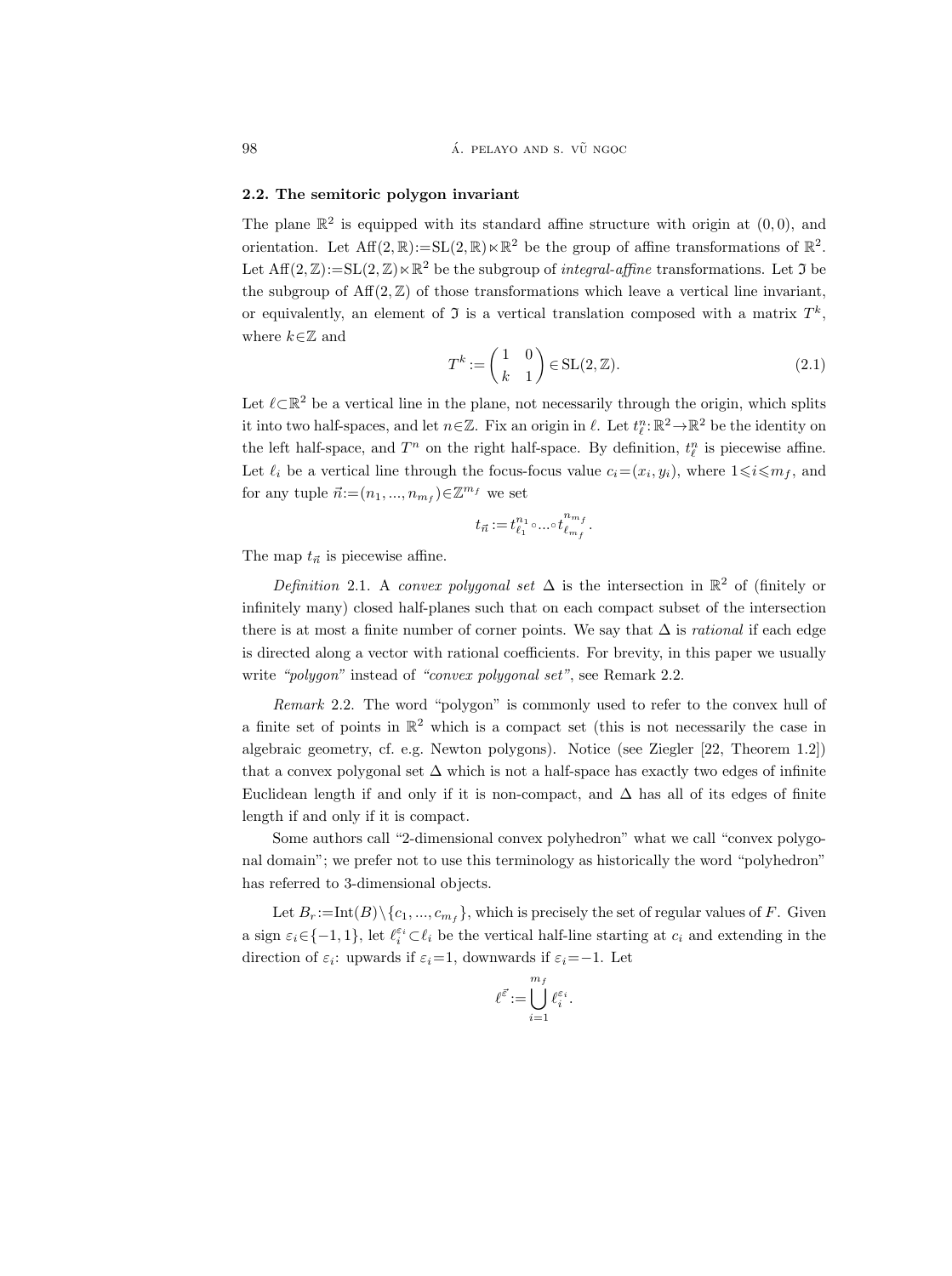### 2.2. The semitoric polygon invariant

The plane $\mathbb{R}^2$ is equipped with its standard affine structure with origin at $(0,0)$, and orientation. Let $\mathrm{Aff}(2,\mathbb{R}):=\mathrm{SL}(2,\mathbb{R})\ltimes\mathbb{R}^2$ be the group of affine transformations of $\mathbb{R}^2$. Let $\mathrm{Aff}(2,\mathbb{Z}):=\mathrm{SL}(2,\mathbb{Z})\ltimes\mathbb{R}^2$ be the subgroup of *integral-affine* transformations. Let $\mathfrak{T}$ be the subgroup of $\mathrm{Aff}(2,\mathbb{Z})$ of those transformations which leave a vertical line invariant, or equivalently, an element of $\mathfrak{T}$ is a vertical translation composed with a matrix $T^k$, where $k\in\mathbb{Z}$ and

$$T^k := \begin{pmatrix} 1 & 0 \\ k & 1 \end{pmatrix} \in \mathrm{SL}(2,\mathbb{Z}). \tag{2.1}$$

Let $\ell\subset\mathbb{R}^2$ be a vertical line in the plane, not necessarily through the origin, which splits it into two half-spaces, and let $n\in\mathbb{Z}$. Fix an origin in $\ell$. Let $t_\ell^n:\mathbb{R}^2\to\mathbb{R}^2$ be the identity on the left half-space, and $T^n$ on the right half-space. By definition, $t_\ell^n$ is piecewise affine. Let $\ell_i$ be a vertical line through the focus-focus value $c_i=(x_i,y_i)$, where $1\leqslant i\leqslant m_f$, and for any tuple $\vec{n}:=(n_1,...,n_{m_f})\in\mathbb{Z}^{m_f}$ we set

$$t_{\vec{n}} := t_{\ell_1}^{n_1}\circ ... \circ t_{\ell_{m_f}}^{n_{m_f}}.$$

The map $t_{\vec{n}}$ is piecewise affine.

*Definition* 2.1. A *convex polygonal set* $\Delta$ is the intersection in $\mathbb{R}^2$ of (finitely or infinitely many) closed half-planes such that on each compact subset of the intersection there is at most a finite number of corner points. We say that $\Delta$ is *rational* if each edge is directed along a vector with rational coefficients. For brevity, in this paper we usually write *"polygon"* instead of *"convex polygonal set"*, see Remark 2.2.

*Remark* 2.2. The word "polygon" is commonly used to refer to the convex hull of a finite set of points in $\mathbb{R}^2$ which is a compact set (this is not necessarily the case in algebraic geometry, cf. e.g. Newton polygons). Notice (see Ziegler [22, Theorem 1.2]) that a convex polygonal set $\Delta$ which is not a half-space has exactly two edges of infinite Euclidean length if and only if it is non-compact, and $\Delta$ has all of its edges of finite length if and only if it is compact.

Some authors call "2-dimensional convex polyhedron" what we call "convex polygonal domain"; we prefer not to use this terminology as historically the word "polyhedron" has referred to 3-dimensional objects.

Let $B_r:=\mathrm{Int}(B)\setminus\{c_1,...,c_{m_f}\}$, which is precisely the set of regular values of $F$. Given a sign $\varepsilon_i\in\{-1,1\}$, let $\ell_i^{\varepsilon_i}\subset\ell_i$ be the vertical half-line starting at $c_i$ and extending in the direction of $\varepsilon_i$: upwards if $\varepsilon_i=1$, downwards if $\varepsilon_i=-1$. Let

$$\ell^{\vec{\varepsilon}} := \bigcup_{i=1}^{m_f} \ell_i^{\varepsilon_i}.$$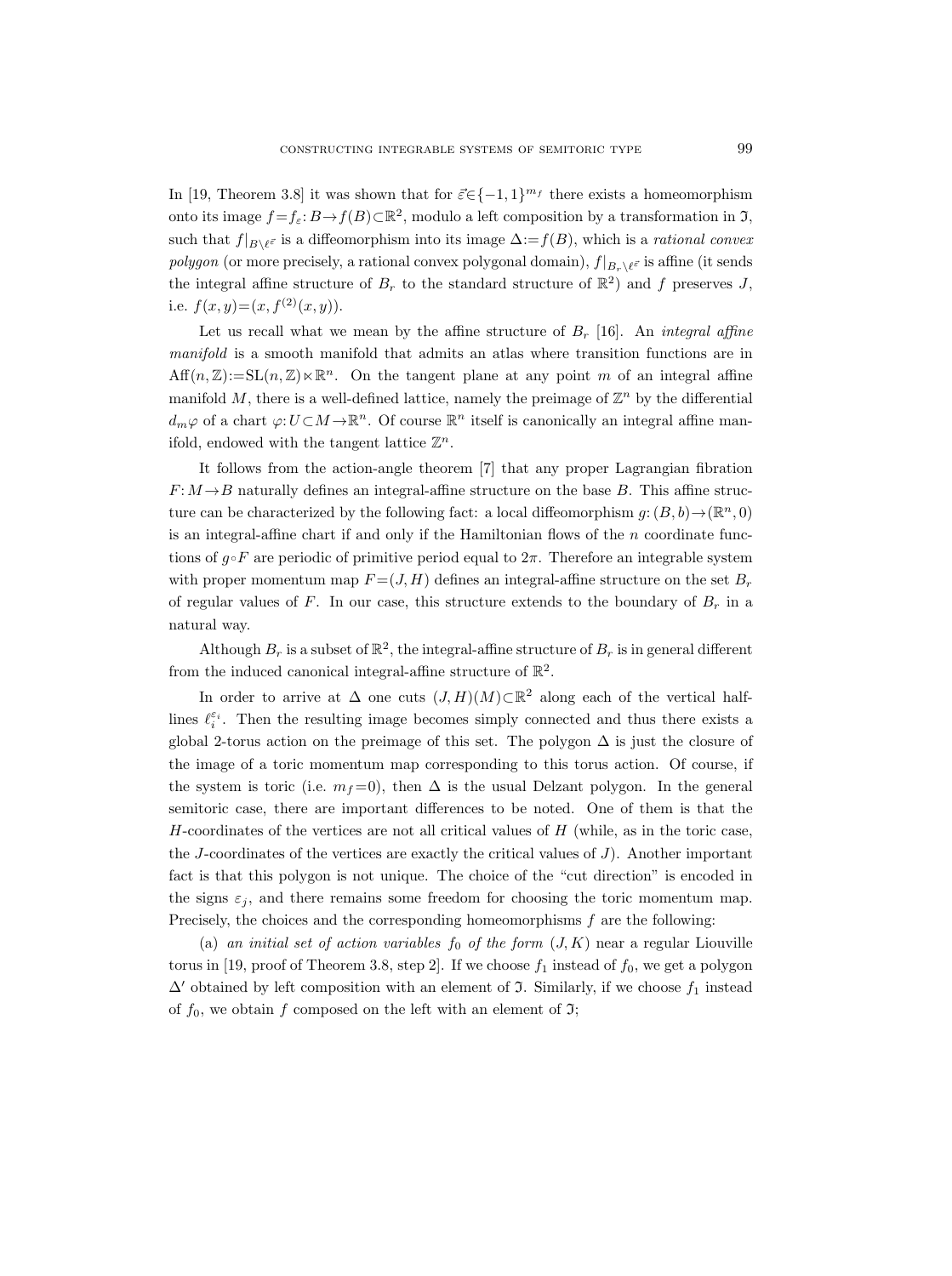In [19, Theorem 3.8] it was shown that for $\vec{\varepsilon}\in\{-1,1\}^{m_f}$ there exists a homeomorphism onto its image $f=f_\varepsilon: B\to f(B)\subset\mathbb{R}^2$, modulo a left composition by a transformation in $\mathfrak{T}$, such that $f|_{B\setminus\ell^{\vec{\varepsilon}}}$ is a diffeomorphism into its image $\Delta:=f(B)$, which is a *rational convex polygon* (or more precisely, a rational convex polygonal domain), $f|_{B_r\setminus\ell^{\vec{\varepsilon}}}$ is affine (it sends the integral affine structure of $B_r$ to the standard structure of $\mathbb{R}^2$) and $f$ preserves $J$, i.e. $f(x,y)=(x,f^{(2)}(x,y))$.

Let us recall what we mean by the affine structure of $B_r$ [16]. An *integral affine manifold* is a smooth manifold that admits an atlas where transition functions are in $\mathrm{Aff}(n,\mathbb{Z}):=\mathrm{SL}(n,\mathbb{Z})\ltimes\mathbb{R}^n$. On the tangent plane at any point $m$ of an integral affine manifold $M$, there is a well-defined lattice, namely the preimage of $\mathbb{Z}^n$ by the differential $d_m\varphi$ of a chart $\varphi: U\subset M\to\mathbb{R}^n$. Of course $\mathbb{R}^n$ itself is canonically an integral affine manifold, endowed with the tangent lattice $\mathbb{Z}^n$.

It follows from the action-angle theorem [7] that any proper Lagrangian fibration $F: M\to B$ naturally defines an integral-affine structure on the base $B$. This affine structure can be characterized by the following fact: a local diffeomorphism $g: (B,b)\to(\mathbb{R}^n,0)$ is an integral-affine chart if and only if the Hamiltonian flows of the $n$ coordinate functions of $g\circ F$ are periodic of primitive period equal to $2\pi$. Therefore an integrable system with proper momentum map $F=(J,H)$ defines an integral-affine structure on the set $B_r$ of regular values of $F$. In our case, this structure extends to the boundary of $B_r$ in a natural way.

Although $B_r$ is a subset of $\mathbb{R}^2$, the integral-affine structure of $B_r$ is in general different from the induced canonical integral-affine structure of $\mathbb{R}^2$.

In order to arrive at $\Delta$ one cuts $(J,H)(M)\subset\mathbb{R}^2$ along each of the vertical half-lines $\ell_i^{\varepsilon_i}$. Then the resulting image becomes simply connected and thus there exists a global 2-torus action on the preimage of this set. The polygon $\Delta$ is just the closure of the image of a toric momentum map corresponding to this torus action. Of course, if the system is toric (i.e. $m_f=0$), then $\Delta$ is the usual Delzant polygon. In the general semitoric case, there are important differences to be noted. One of them is that the $H$-coordinates of the vertices are not all critical values of $H$ (while, as in the toric case, the $J$-coordinates of the vertices are exactly the critical values of $J$). Another important fact is that this polygon is not unique. The choice of the "cut direction" is encoded in the signs $\varepsilon_j$, and there remains some freedom for choosing the toric momentum map. Precisely, the choices and the corresponding homeomorphisms $f$ are the following:

(a) *an initial set of action variables $f_0$ of the form $(J,K)$ near a regular Liouville torus* in [19, proof of Theorem 3.8, step 2]. If we choose $f_1$ instead of $f_0$, we get a polygon $\Delta'$ obtained by left composition with an element of $\mathfrak{T}$. Similarly, if we choose $f_1$ instead of $f_0$, we obtain $f$ composed on the left with an element of $\mathfrak{T}$;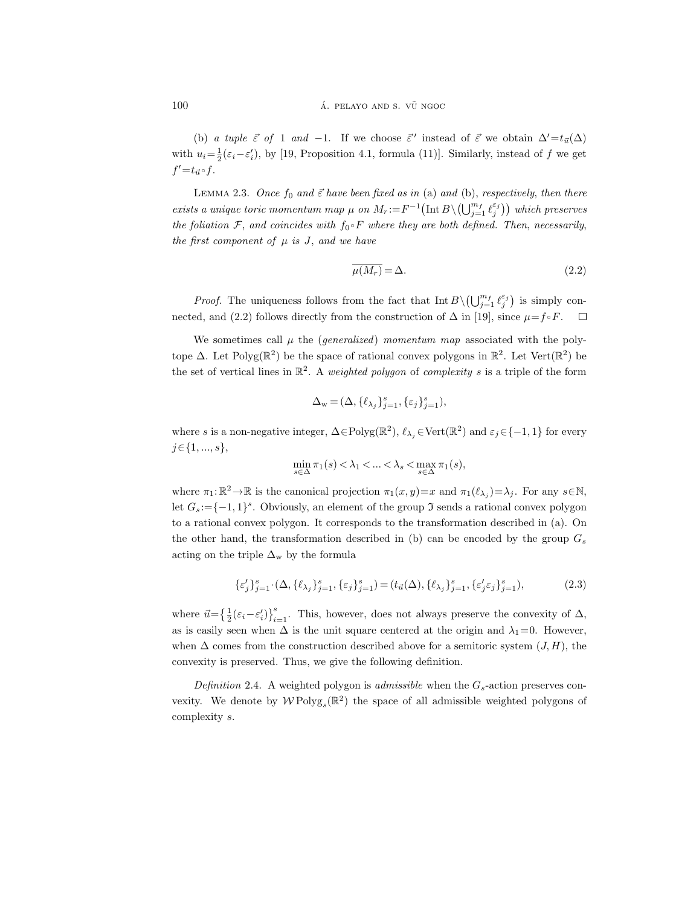(b) *a tuple* $\vec{\varepsilon}$ *of* 1 *and* $-1$. If we choose $\vec{\varepsilon}\,'$ instead of $\vec{\varepsilon}$ we obtain $\Delta' = t_{\vec{u}}(\Delta)$ with $u_i = \frac{1}{2}(\varepsilon_i - \varepsilon_i')$, by [19, Proposition 4.1, formula (11)]. Similarly, instead of $f$ we get $f' = t_{\vec{u}} \circ f$.

Lemma 2.3. *Once $f_0$ and $\vec{\varepsilon}$ have been fixed as in* (a) *and* (b), *respectively, then there exists a unique toric momentum map $\mu$ on $M_r := F^{-1}\big(\operatorname{Int} B \setminus \big(\bigcup_{j=1}^{m_f} \ell_j^{\varepsilon_j}\big)\big)$ which preserves the foliation $\mathcal{F}$, and coincides with $f_0 \circ F$ where they are both defined. Then, necessarily, the first component of $\mu$ is $J$, and we have*

$$\overline{\mu(M_r)} = \Delta. \tag{2.2}$$

*Proof.* The uniqueness follows from the fact that $\operatorname{Int} B \setminus \big(\bigcup_{j=1}^{m_f} \ell_j^{\varepsilon_j}\big)$ is simply connected, and (2.2) follows directly from the construction of $\Delta$ in [19], since $\mu = f \circ F$. $\square$

We sometimes call $\mu$ the (*generalized*) *momentum map* associated with the polytope $\Delta$. Let $\operatorname{Polyg}(\mathbb{R}^2)$ be the space of rational convex polygons in $\mathbb{R}^2$. Let $\operatorname{Vert}(\mathbb{R}^2)$ be the set of vertical lines in $\mathbb{R}^2$. A *weighted polygon* of *complexity* $s$ is a triple of the form

$$\Delta_{\mathrm{w}} = (\Delta, \{\ell_{\lambda_j}\}_{j=1}^{s}, \{\varepsilon_j\}_{j=1}^{s}),$$

where $s$ is a non-negative integer, $\Delta \in \operatorname{Polyg}(\mathbb{R}^2)$, $\ell_{\lambda_j} \in \operatorname{Vert}(\mathbb{R}^2)$ and $\varepsilon_j \in \{-1, 1\}$ for every $j \in \{1, ..., s\}$,

$$\min_{s \in \Delta} \pi_1(s) < \lambda_1 < ... < \lambda_s < \max_{s \in \Delta} \pi_1(s),$$

where $\pi_1 : \mathbb{R}^2 \to \mathbb{R}$ is the canonical projection $\pi_1(x, y) = x$ and $\pi_1(\ell_{\lambda_j}) = \lambda_j$. For any $s \in \mathbb{N}$, let $G_s := \{-1, 1\}^s$. Obviously, an element of the group $\mathfrak{I}$ sends a rational convex polygon to a rational convex polygon. It corresponds to the transformation described in (a). On the other hand, the transformation described in (b) can be encoded by the group $G_s$ acting on the triple $\Delta_{\mathrm{w}}$ by the formula

$$\{\varepsilon_j'\}_{j=1}^{s} \cdot (\Delta, \{\ell_{\lambda_j}\}_{j=1}^{s}, \{\varepsilon_j\}_{j=1}^{s}) = (t_{\vec{u}}(\Delta), \{\ell_{\lambda_j}\}_{j=1}^{s}, \{\varepsilon_j' \varepsilon_j\}_{j=1}^{s}), \tag{2.3}$$

where $\vec{u} = \big\{\frac{1}{2}(\varepsilon_i - \varepsilon_i')\big\}_{i=1}^{s}$. This, however, does not always preserve the convexity of $\Delta$, as is easily seen when $\Delta$ is the unit square centered at the origin and $\lambda_1 = 0$. However, when $\Delta$ comes from the construction described above for a semitoric system $(J, H)$, the convexity is preserved. Thus, we give the following definition.

*Definition* 2.4. A weighted polygon is *admissible* when the $G_s$-action preserves convexity. We denote by $\mathcal{W}\operatorname{Polyg}_s(\mathbb{R}^2)$ the space of all admissible weighted polygons of complexity $s$.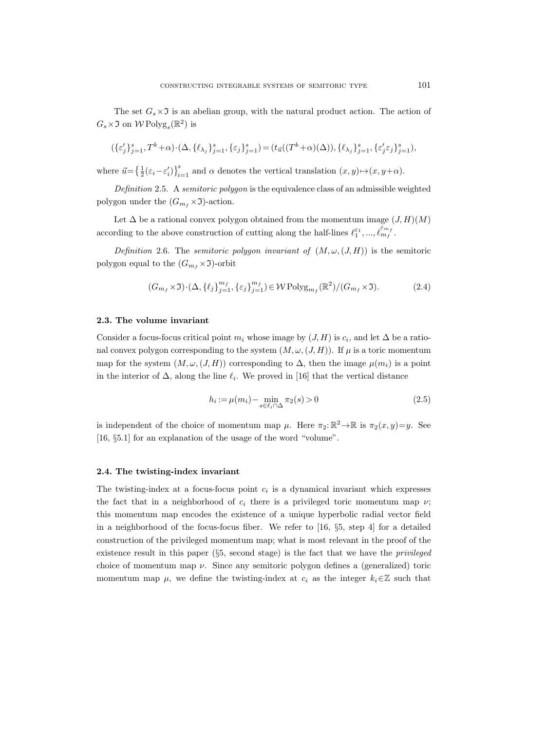The set $G_s \times \mathfrak{I}$ is an abelian group, with the natural product action. The action of $G_s \times \mathfrak{I}$ on $\mathcal{W}\operatorname{Polyg}_s(\mathbb{R}^2)$ is

$$(\{\varepsilon'_j\}_{j=1}^s, T^k + \alpha) \cdot (\Delta, \{\ell_{\lambda_j}\}_{j=1}^s, \{\varepsilon_j\}_{j=1}^s) = (t_{\vec{u}}((T^k + \alpha)(\Delta)), \{\ell_{\lambda_j}\}_{j=1}^s, \{\varepsilon'_j \varepsilon_j\}_{j=1}^s),$$

where $\vec{u} = \left\{\frac{1}{2}(\varepsilon_i - \varepsilon'_i)\right\}_{i=1}^s$ and $\alpha$ denotes the vertical translation $(x, y) \mapsto (x, y + \alpha)$.

*Definition* 2.5. A *semitoric polygon* is the equivalence class of an admissible weighted polygon under the $(G_{m_f} \times \mathfrak{I})$-action.

Let $\Delta$ be a rational convex polygon obtained from the momentum image $(J, H)(M)$ according to the above construction of cutting along the half-lines $\ell_1^{\varepsilon_1}, ..., \ell_{m_f}^{\varepsilon_{m_f}}$.

*Definition* 2.6. The *semitoric polygon invariant of* $(M, \omega, (J, H))$ is the semitoric polygon equal to the $(G_{m_f} \times \mathfrak{I})$-orbit

$$(G_{m_f} \times \mathfrak{I}) \cdot (\Delta, \{\ell_j\}_{j=1}^{m_f}, \{\varepsilon_j\}_{j=1}^{m_f}) \in \mathcal{W}\operatorname{Polyg}_{m_f}(\mathbb{R}^2)/(G_{m_f} \times \mathfrak{I}). \tag{2.4}$$

### 2.3. The volume invariant

Consider a focus-focus critical point $m_i$ whose image by $(J, H)$ is $c_i$, and let $\Delta$ be a rational convex polygon corresponding to the system $(M, \omega, (J, H))$. If $\mu$ is a toric momentum map for the system $(M, \omega, (J, H))$ corresponding to $\Delta$, then the image $\mu(m_i)$ is a point in the interior of $\Delta$, along the line $\ell_i$. We proved in [16] that the vertical distance

$$h_i := \mu(m_i) - \min_{s \in \ell_i \cap \Delta} \pi_2(s) > 0 \tag{2.5}$$

is independent of the choice of momentum map $\mu$. Here $\pi_2: \mathbb{R}^2 \to \mathbb{R}$ is $\pi_2(x, y) = y$. See [16, §5.1] for an explanation of the usage of the word "volume".

### 2.4. The twisting-index invariant

The twisting-index at a focus-focus point $c_i$ is a dynamical invariant which expresses the fact that in a neighborhood of $c_i$ there is a privileged toric momentum map $\nu$; this momentum map encodes the existence of a unique hyperbolic radial vector field in a neighborhood of the focus-focus fiber. We refer to [16, §5, step 4] for a detailed construction of the privileged momentum map; what is most relevant in the proof of the existence result in this paper (§5, second stage) is the fact that we have the *privileged* choice of momentum map $\nu$. Since any semitoric polygon defines a (generalized) toric momentum map $\mu$, we define the twisting-index at $c_i$ as the integer $k_i \in \mathbb{Z}$ such that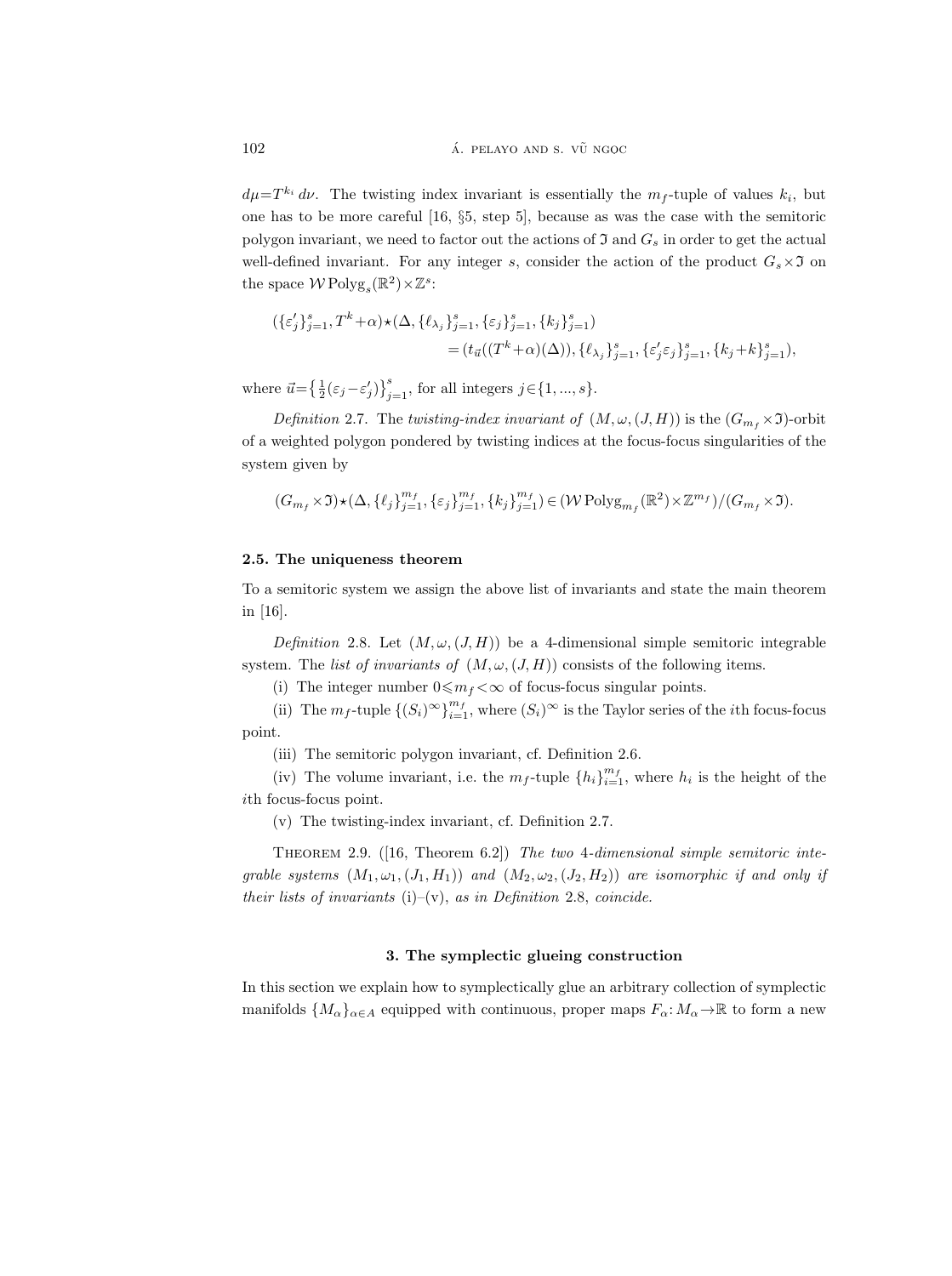$d\mu = T^{k_i}\, d\nu$. The twisting index invariant is essentially the $m_f$-tuple of values $k_i$, but one has to be more careful [16, §5, step 5], because as was the case with the semitoric polygon invariant, we need to factor out the actions of $\mathfrak{I}$ and $G_s$ in order to get the actual well-defined invariant. For any integer $s$, consider the action of the product $G_s \times \mathfrak{I}$ on the space $\mathcal{W}\operatorname{Polyg}_s(\mathbb{R}^2) \times \mathbb{Z}^s$:

$$
\begin{aligned}
(\{\varepsilon'_j\}_{j=1}^s, T^k + \alpha) \star (\Delta, \{\ell_{\lambda_j}\}_{j=1}^s, \{\varepsilon_j\}_{j=1}^s, \{k_j\}_{j=1}^s) \\
= (t_{\vec{u}}((T^k+\alpha)(\Delta)), \{\ell_{\lambda_j}\}_{j=1}^s, \{\varepsilon'_j \varepsilon_j\}_{j=1}^s, \{k_j + k\}_{j=1}^s),
\end{aligned}
$$

where $\vec{u} = \left\{\frac{1}{2}(\varepsilon_j - \varepsilon'_j)\right\}_{j=1}^s$, for all integers $j \in \{1, ..., s\}$.

*Definition* 2.7. The *twisting-index invariant of* $(M, \omega, (J, H))$ is the $(G_{m_f} \times \mathfrak{I})$-orbit of a weighted polygon pondered by twisting indices at the focus-focus singularities of the system given by

$$
(G_{m_f} \times \mathfrak{I}) \star (\Delta, \{\ell_j\}_{j=1}^{m_f}, \{\varepsilon_j\}_{j=1}^{m_f}, \{k_j\}_{j=1}^{m_f}) \in (\mathcal{W}\operatorname{Polyg}_{m_f}(\mathbb{R}^2) \times \mathbb{Z}^{m_f})/(G_{m_f} \times \mathfrak{I}).
$$

### 2.5. The uniqueness theorem

To a semitoric system we assign the above list of invariants and state the main theorem in [16].

*Definition* 2.8. Let $(M, \omega, (J, H))$ be a 4-dimensional simple semitoric integrable system. The *list of invariants of* $(M, \omega, (J, H))$ consists of the following items.

(i) The integer number $0 \leqslant m_f < \infty$ of focus-focus singular points.

(ii) The $m_f$-tuple $\{(S_i)^\infty\}_{i=1}^{m_f}$, where $(S_i)^\infty$ is the Taylor series of the $i$th focus-focus point.

(iii) The semitoric polygon invariant, cf. Definition 2.6.

(iv) The volume invariant, i.e. the $m_f$-tuple $\{h_i\}_{i=1}^{m_f}$, where $h_i$ is the height of the $i$th focus-focus point.

(v) The twisting-index invariant, cf. Definition 2.7.

Theorem 2.9. ([16, Theorem 6.2]) *The two 4-dimensional simple semitoric integrable systems $(M_1, \omega_1, (J_1, H_1))$ and $(M_2, \omega_2, (J_2, H_2))$ are isomorphic if and only if their lists of invariants* (i)–(v), *as in Definition* 2.8, *coincide.*

## 3. The symplectic glueing construction

In this section we explain how to symplectically glue an arbitrary collection of symplectic manifolds $\{M_\alpha\}_{\alpha \in A}$ equipped with continuous, proper maps $F_\alpha : M_\alpha \to \mathbb{R}$ to form a new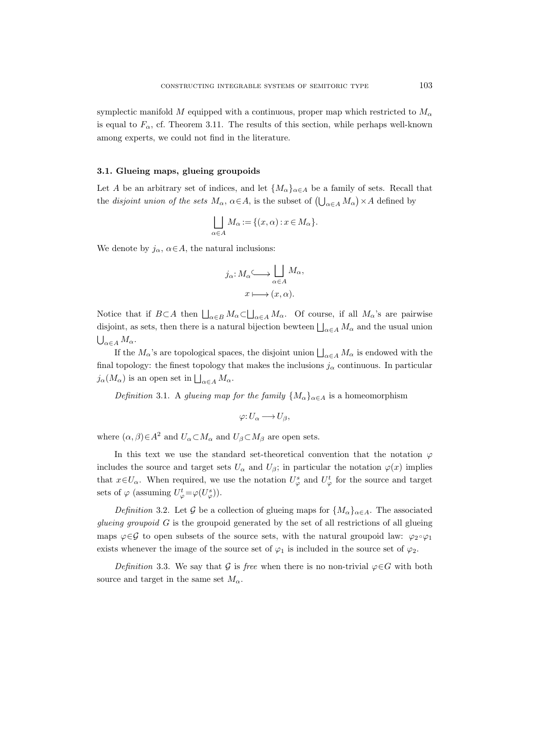symplectic manifold $M$ equipped with a continuous, proper map which restricted to $M_\alpha$ is equal to $F_\alpha$, cf. Theorem 3.11. The results of this section, while perhaps well-known among experts, we could not find in the literature.

### 3.1. Glueing maps, glueing groupoids

Let $A$ be an arbitrary set of indices, and let $\{M_\alpha\}_{\alpha\in A}$ be a family of sets. Recall that the *disjoint union of the sets* $M_\alpha$, $\alpha\in A$, is the subset of $\left(\bigcup_{\alpha\in A} M_\alpha\right)\times A$ defined by

$$\bigsqcup_{\alpha\in A} M_\alpha := \{(x,\alpha) : x\in M_\alpha\}.$$

We denote by $j_\alpha$, $\alpha\in A$, the natural inclusions:

$$j_\alpha : M_\alpha \hookrightarrow \bigsqcup_{\alpha\in A} M_\alpha, \qquad x \longmapsto (x,\alpha).$$

Notice that if $B\subset A$ then $\bigsqcup_{\alpha\in B} M_\alpha \subset \bigsqcup_{\alpha\in A} M_\alpha$. Of course, if all $M_\alpha$'s are pairwise disjoint, as sets, then there is a natural bijection bewteen $\bigsqcup_{\alpha\in A} M_\alpha$ and the usual union $\bigcup_{\alpha\in A} M_\alpha$.

If the $M_\alpha$'s are topological spaces, the disjoint union $\bigsqcup_{\alpha\in A} M_\alpha$ is endowed with the final topology: the finest topology that makes the inclusions $j_\alpha$ continuous. In particular $j_\alpha(M_\alpha)$ is an open set in $\bigsqcup_{\alpha\in A} M_\alpha$.

*Definition* 3.1. A *glueing map for the family* $\{M_\alpha\}_{\alpha\in A}$ is a homeomorphism

$$\varphi : U_\alpha \longrightarrow U_\beta,$$

where $(\alpha,\beta)\in A^2$ and $U_\alpha\subset M_\alpha$ and $U_\beta\subset M_\beta$ are open sets.

In this text we use the standard set-theoretical convention that the notation $\varphi$ includes the source and target sets $U_\alpha$ and $U_\beta$; in particular the notation $\varphi(x)$ implies that $x\in U_\alpha$. When required, we use the notation $U^s_\varphi$ and $U^t_\varphi$ for the source and target sets of $\varphi$ (assuming $U^t_\varphi=\varphi(U^s_\varphi)$).

*Definition* 3.2. Let $\mathcal{G}$ be a collection of glueing maps for $\{M_\alpha\}_{\alpha\in A}$. The associated *glueing groupoid* $G$ is the groupoid generated by the set of all restrictions of all glueing maps $\varphi\in\mathcal{G}$ to open subsets of the source sets, with the natural groupoid law: $\varphi_2\circ\varphi_1$ exists whenever the image of the source set of $\varphi_1$ is included in the source set of $\varphi_2$.

*Definition* 3.3. We say that $\mathcal{G}$ is *free* when there is no non-trivial $\varphi\in G$ with both source and target in the same set $M_\alpha$.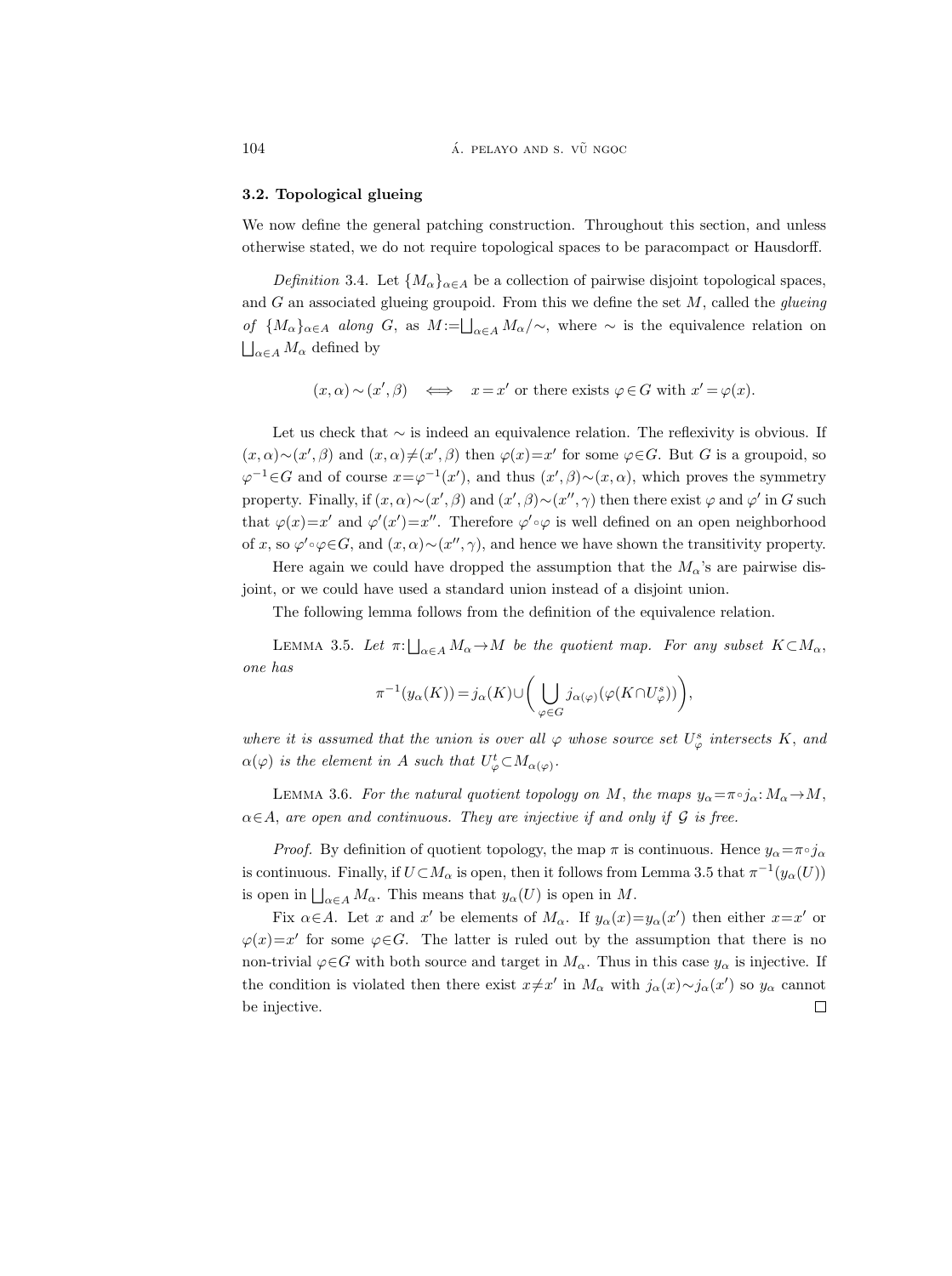### 3.2. Topological glueing

We now define the general patching construction. Throughout this section, and unless otherwise stated, we do not require topological spaces to be paracompact or Hausdorff.

*Definition* 3.4. Let $\{M_\alpha\}_{\alpha\in A}$ be a collection of pairwise disjoint topological spaces, and $G$ an associated glueing groupoid. From this we define the set $M$, called the *glueing of* $\{M_\alpha\}_{\alpha\in A}$ *along* $G$, as $M:=\bigsqcup_{\alpha\in A} M_\alpha/\sim$, where $\sim$ is the equivalence relation on $\bigsqcup_{\alpha\in A} M_\alpha$ defined by

$$(x,\alpha)\sim(x',\beta) \iff x=x' \text{ or there exists } \varphi\in G \text{ with } x'=\varphi(x).$$

Let us check that $\sim$ is indeed an equivalence relation. The reflexivity is obvious. If $(x,\alpha)\sim(x',\beta)$ and $(x,\alpha)\neq(x',\beta)$ then $\varphi(x)=x'$ for some $\varphi\in G$. But $G$ is a groupoid, so $\varphi^{-1}\in G$ and of course $x=\varphi^{-1}(x')$, and thus $(x',\beta)\sim(x,\alpha)$, which proves the symmetry property. Finally, if $(x,\alpha)\sim(x',\beta)$ and $(x',\beta)\sim(x'',\gamma)$ then there exist $\varphi$ and $\varphi'$ in $G$ such that $\varphi(x)=x'$ and $\varphi'(x')=x''$. Therefore $\varphi'\circ\varphi$ is well defined on an open neighborhood of $x$, so $\varphi'\circ\varphi\in G$, and $(x,\alpha)\sim(x'',\gamma)$, and hence we have shown the transitivity property.

Here again we could have dropped the assumption that the $M_\alpha$'s are pairwise disjoint, or we could have used a standard union instead of a disjoint union.

The following lemma follows from the definition of the equivalence relation.

LEMMA 3.5. *Let* $\pi:\bigsqcup_{\alpha\in A} M_\alpha\to M$ *be the quotient map. For any subset* $K\subset M_\alpha$, *one has*

$$\pi^{-1}(y_\alpha(K))=j_\alpha(K)\cup\biggl(\bigcup_{\varphi\in G} j_{\alpha(\varphi)}(\varphi(K\cap U^s_\varphi))\biggr),$$

*where it is assumed that the union is over all* $\varphi$ *whose source set* $U^s_\varphi$ *intersects* $K$, *and* $\alpha(\varphi)$ *is the element in* $A$ *such that* $U^t_\varphi\subset M_{\alpha(\varphi)}$.

LEMMA 3.6. *For the natural quotient topology on* $M$, *the maps* $y_\alpha=\pi\circ j_\alpha: M_\alpha\to M$, $\alpha\in A$, *are open and continuous. They are injective if and only if* $\mathcal{G}$ *is free.*

*Proof.* By definition of quotient topology, the map $\pi$ is continuous. Hence $y_\alpha=\pi\circ j_\alpha$ is continuous. Finally, if $U\subset M_\alpha$ is open, then it follows from Lemma 3.5 that $\pi^{-1}(y_\alpha(U))$ is open in $\bigsqcup_{\alpha\in A} M_\alpha$. This means that $y_\alpha(U)$ is open in $M$.

Fix $\alpha\in A$. Let $x$ and $x'$ be elements of $M_\alpha$. If $y_\alpha(x)=y_\alpha(x')$ then either $x=x'$ or $\varphi(x)=x'$ for some $\varphi\in G$. The latter is ruled out by the assumption that there is no non-trivial $\varphi\in G$ with both source and target in $M_\alpha$. Thus in this case $y_\alpha$ is injective. If the condition is violated then there exist $x\neq x'$ in $M_\alpha$ with $j_\alpha(x)\sim j_\alpha(x')$ so $y_\alpha$ cannot be injective. $\square$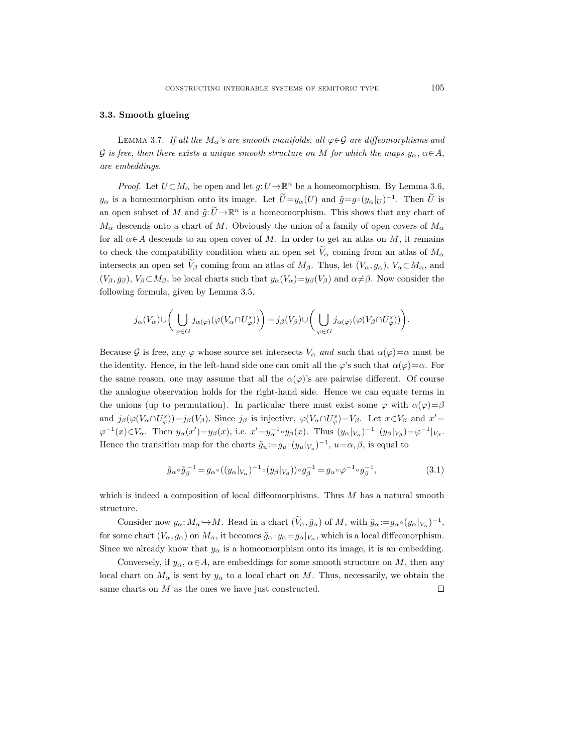### 3.3. Smooth glueing

Lemma 3.7. *If all the $M_\alpha$'s are smooth manifolds, all $\varphi\in\mathcal{G}$ are diffeomorphisms and $\mathcal{G}$ is free, then there exists a unique smooth structure on $M$ for which the maps $y_\alpha$, $\alpha\in A$, are embeddings.*

*Proof.* Let $U\subset M_\alpha$ be open and let $g: U\to\mathbb{R}^n$ be a homeomorphism. By Lemma 3.6, $y_\alpha$ is a homeomorphism onto its image. Let $\widetilde{U}=y_\alpha(U)$ and $\tilde{g}=g\circ(y_\alpha|_U)^{-1}$. Then $\widetilde{U}$ is an open subset of $M$ and $\tilde{g}:\widetilde{U}\to\mathbb{R}^n$ is a homeomorphism. This shows that any chart of $M_\alpha$ descends onto a chart of $M$. Obviously the union of a family of open covers of $M_\alpha$ for all $\alpha\in A$ descends to an open cover of $M$. In order to get an atlas on $M$, it remains to check the compatibility condition when an open set $\widetilde{V}_\alpha$ coming from an atlas of $M_\alpha$ intersects an open set $\widetilde{V}_\beta$ coming from an atlas of $M_\beta$. Thus, let $(V_\alpha, g_\alpha)$, $V_\alpha\subset M_\alpha$, and $(V_\beta, g_\beta)$, $V_\beta\subset M_\beta$, be local charts such that $y_\alpha(V_\alpha)=y_\beta(V_\beta)$ and $\alpha\neq\beta$. Now consider the following formula, given by Lemma 3.5,

$$j_\alpha(V_\alpha)\cup\bigg(\bigcup_{\varphi\in G} j_{\alpha(\varphi)}(\varphi(V_\alpha\cap U_\varphi^s))\bigg)=j_\beta(V_\beta)\cup\bigg(\bigcup_{\varphi\in G} j_{\alpha(\varphi)}(\varphi(V_\beta\cap U_\varphi^s))\bigg).$$

Because $\mathcal{G}$ is free, any $\varphi$ whose source set intersects $V_\alpha$ *and* such that $\alpha(\varphi)=\alpha$ must be the identity. Hence, in the left-hand side one can omit all the $\varphi$'s such that $\alpha(\varphi)=\alpha$. For the same reason, one may assume that all the $\alpha(\varphi)$'s are pairwise different. Of course the analogue observation holds for the right-hand side. Hence we can equate terms in the unions (up to permutation). In particular there must exist some $\varphi$ with $\alpha(\varphi)=\beta$ and $j_\beta(\varphi(V_\alpha\cap U_\varphi^s))=j_\beta(V_\beta)$. Since $j_\beta$ is injective, $\varphi(V_\alpha\cap U_\varphi^s)=V_\beta$. Let $x\in V_\beta$ and $x'=\varphi^{-1}(x)\in V_\alpha$. Then $y_\alpha(x')=y_\beta(x)$, i.e. $x'=y_\alpha^{-1}\circ y_\beta(x)$. Thus $(y_\alpha|_{V_\alpha})^{-1}\circ(y_\beta|_{V_\beta})=\varphi^{-1}|_{V_\beta}$. Hence the transition map for the charts $\tilde{g}_u:=g_u\circ(y_u|_{V_u})^{-1}$, $u=\alpha,\beta$, is equal to

$$\tilde{g}_\alpha\circ\tilde{g}_\beta^{-1}=g_\alpha\circ((y_\alpha|_{V_\alpha})^{-1}\circ(y_\beta|_{V_\beta}))\circ g_\beta^{-1}=g_\alpha\circ\varphi^{-1}\circ g_\beta^{-1}, \tag{3.1}$$

which is indeed a composition of local diffeomorphisms. Thus $M$ has a natural smooth structure.

Consider now $y_\alpha: M_\alpha\hookrightarrow M$. Read in a chart $(\widetilde{V}_\alpha,\tilde{g}_\alpha)$ of $M$, with $\tilde{g}_\alpha:=g_\alpha\circ(y_\alpha|_{V_\alpha})^{-1}$, for some chart $(V_\alpha, g_\alpha)$ on $M_\alpha$, it becomes $\tilde{g}_\alpha\circ y_\alpha=g_\alpha|_{V_\alpha}$, which is a local diffeomorphism. Since we already know that $y_\alpha$ is a homeomorphism onto its image, it is an embedding.

Conversely, if $y_\alpha$, $\alpha\in A$, are embeddings for some smooth structure on $M$, then any local chart on $M_\alpha$ is sent by $y_\alpha$ to a local chart on $M$. Thus, necessarily, we obtain the same charts on $M$ as the ones we have just constructed. $\square$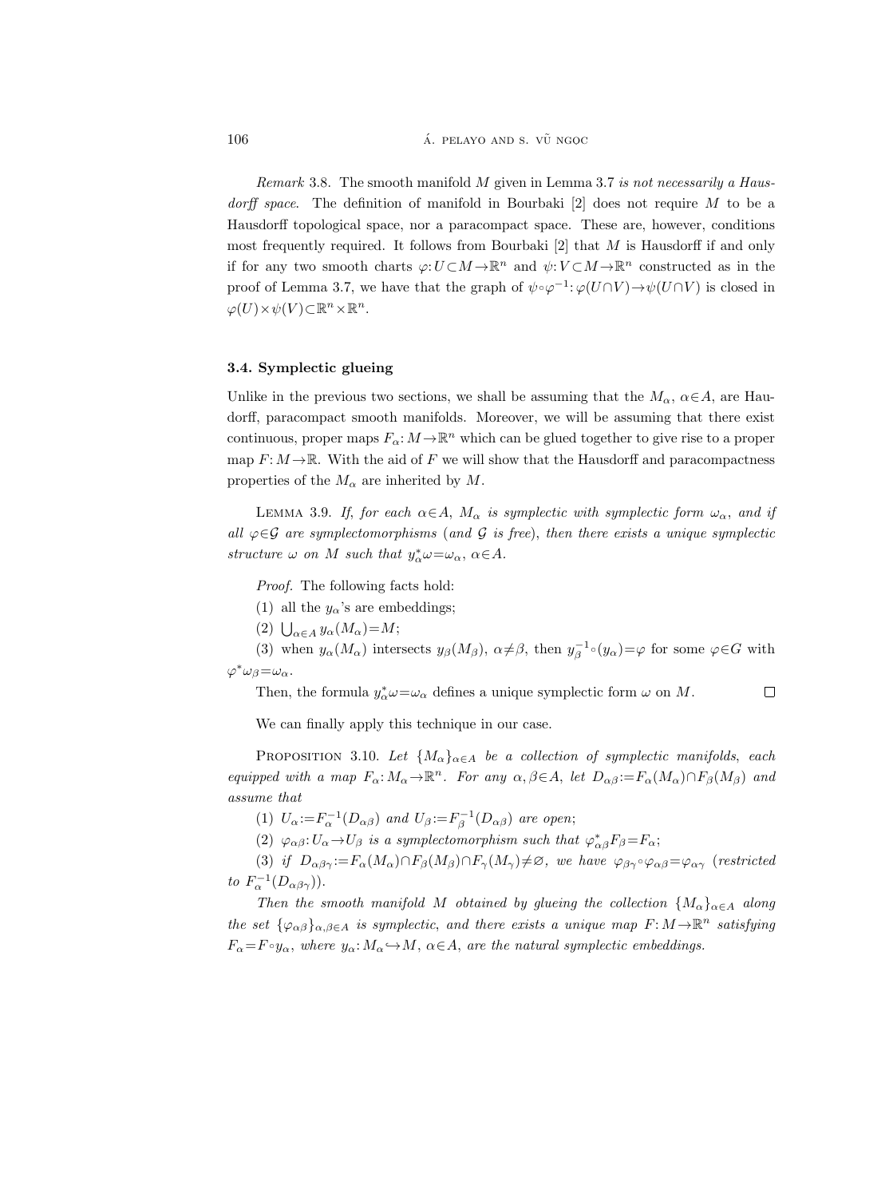*Remark* 3.8. The smooth manifold $M$ given in Lemma 3.7 *is not necessarily a Hausdorff space*. The definition of manifold in Bourbaki [2] does not require $M$ to be a Hausdorff topological space, nor a paracompact space. These are, however, conditions most frequently required. It follows from Bourbaki [2] that $M$ is Hausdorff if and only if for any two smooth charts $\varphi: U \subset M \to \mathbb{R}^n$ and $\psi: V \subset M \to \mathbb{R}^n$ constructed as in the proof of Lemma 3.7, we have that the graph of $\psi \circ \varphi^{-1}: \varphi(U \cap V) \to \psi(U \cap V)$ is closed in $\varphi(U) \times \psi(V) \subset \mathbb{R}^n \times \mathbb{R}^n$.

### 3.4. Symplectic glueing

Unlike in the previous two sections, we shall be assuming that the $M_\alpha$, $\alpha \in A$, are Hausdorff, paracompact smooth manifolds. Moreover, we will be assuming that there exist continuous, proper maps $F_\alpha: M \to \mathbb{R}^n$ which can be glued together to give rise to a proper map $F: M \to \mathbb{R}$. With the aid of $F$ we will show that the Hausdorff and paracompactness properties of the $M_\alpha$ are inherited by $M$.

Lemma 3.9. *If, for each $\alpha \in A$, $M_\alpha$ is symplectic with symplectic form $\omega_\alpha$, and if all $\varphi \in \mathcal{G}$ are symplectomorphisms* (*and $\mathcal{G}$ is free*), *then there exists a unique symplectic structure $\omega$ on $M$ such that $y_\alpha^* \omega = \omega_\alpha$, $\alpha \in A$.*

*Proof.* The following facts hold:

(1) all the $y_\alpha$'s are embeddings;

(2) $\bigcup_{\alpha \in A} y_\alpha(M_\alpha) = M$;

(3) when $y_\alpha(M_\alpha)$ intersects $y_\beta(M_\beta)$, $\alpha \neq \beta$, then $y_\beta^{-1} \circ (y_\alpha) = \varphi$ for some $\varphi \in G$ with $\varphi^* \omega_\beta = \omega_\alpha$.

Then, the formula $y_\alpha^* \omega = \omega_\alpha$ defines a unique symplectic form $\omega$ on $M$. $\square$

We can finally apply this technique in our case.

Proposition 3.10. *Let $\{M_\alpha\}_{\alpha \in A}$ be a collection of symplectic manifolds, each equipped with a map $F_\alpha: M_\alpha \to \mathbb{R}^n$. For any $\alpha, \beta \in A$, let $D_{\alpha\beta} := F_\alpha(M_\alpha) \cap F_\beta(M_\beta)$ and assume that*

(1) *$U_\alpha := F_\alpha^{-1}(D_{\alpha\beta})$ and $U_\beta := F_\beta^{-1}(D_{\alpha\beta})$ are open;*

(2) *$\varphi_{\alpha\beta}: U_\alpha \to U_\beta$ is a symplectomorphism such that $\varphi_{\alpha\beta}^* F_\beta = F_\alpha$;*

(3) *if $D_{\alpha\beta\gamma} := F_\alpha(M_\alpha) \cap F_\beta(M_\beta) \cap F_\gamma(M_\gamma) \neq \varnothing$, we have $\varphi_{\beta\gamma} \circ \varphi_{\alpha\beta} = \varphi_{\alpha\gamma}$* (*restricted to $F_\alpha^{-1}(D_{\alpha\beta\gamma})$*).

*Then the smooth manifold $M$ obtained by glueing the collection $\{M_\alpha\}_{\alpha \in A}$ along the set $\{\varphi_{\alpha\beta}\}_{\alpha,\beta \in A}$ is symplectic, and there exists a unique map $F: M \to \mathbb{R}^n$ satisfying $F_\alpha = F \circ y_\alpha$, where $y_\alpha: M_\alpha \hookrightarrow M$, $\alpha \in A$, are the natural symplectic embeddings.*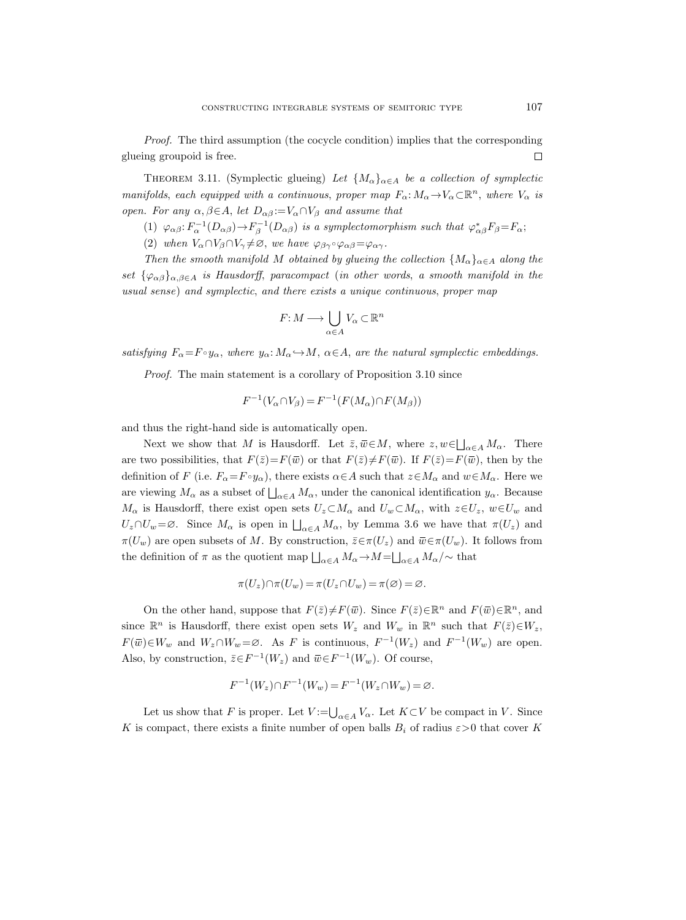*Proof.* The third assumption (the cocycle condition) implies that the corresponding glueing groupoid is free. □

THEOREM 3.11. (Symplectic glueing) *Let $\{M_\alpha\}_{\alpha\in A}$ be a collection of symplectic manifolds, each equipped with a continuous, proper map $F_\alpha: M_\alpha \to V_\alpha \subset \mathbb{R}^n$, where $V_\alpha$ is open. For any $\alpha,\beta\in A$, let $D_{\alpha\beta} := V_\alpha \cap V_\beta$ and assume that*

(1) *$\varphi_{\alpha\beta}: F_\alpha^{-1}(D_{\alpha\beta}) \to F_\beta^{-1}(D_{\alpha\beta})$ is a symplectomorphism such that $\varphi^*_{\alpha\beta}F_\beta = F_\alpha$;*

(2) *when $V_\alpha\cap V_\beta \cap V_\gamma \neq \varnothing$, we have $\varphi_{\beta\gamma}\circ\varphi_{\alpha\beta} = \varphi_{\alpha\gamma}$.*

*Then the smooth manifold $M$ obtained by glueing the collection $\{M_\alpha\}_{\alpha\in A}$ along the set $\{\varphi_{\alpha\beta}\}_{\alpha,\beta\in A}$ is Hausdorff, paracompact (in other words, a smooth manifold in the usual sense) and symplectic, and there exists a unique continuous, proper map*

$$F: M \longrightarrow \bigcup_{\alpha\in A} V_\alpha \subset \mathbb{R}^n$$

*satisfying $F_\alpha = F\circ y_\alpha$, where $y_\alpha: M_\alpha \hookrightarrow M$, $\alpha\in A$, are the natural symplectic embeddings.*

*Proof.* The main statement is a corollary of Proposition 3.10 since

$$F^{-1}(V_\alpha\cap V_\beta) = F^{-1}(F(M_\alpha)\cap F(M_\beta))$$

and thus the right-hand side is automatically open.

Next we show that $M$ is Hausdorff. Let $\bar{z}, \overline{w}\in M$, where $z, w\in \bigsqcup_{\alpha\in A} M_\alpha$. There are two possibilities, that $F(\bar{z}) = F(\overline{w})$ or that $F(\bar{z})\neq F(\overline{w})$. If $F(\bar{z}) = F(\overline{w})$, then by the definition of $F$ (i.e. $F_\alpha = F\circ y_\alpha$), there exists $\alpha\in A$ such that $z\in M_\alpha$ and $w\in M_\alpha$. Here we are viewing $M_\alpha$ as a subset of $\bigsqcup_{\alpha\in A} M_\alpha$, under the canonical identification $y_\alpha$. Because $M_\alpha$ is Hausdorff, there exist open sets $U_z\subset M_\alpha$ and $U_w\subset M_\alpha$, with $z\in U_z$, $w\in U_w$ and $U_z\cap U_w = \varnothing$. Since $M_\alpha$ is open in $\bigsqcup_{\alpha\in A} M_\alpha$, by Lemma 3.6 we have that $\pi(U_z)$ and $\pi(U_w)$ are open subsets of $M$. By construction, $\bar{z}\in\pi(U_z)$ and $\overline{w}\in\pi(U_w)$. It follows from the definition of $\pi$ as the quotient map $\bigsqcup_{\alpha\in A} M_\alpha \to M = \bigsqcup_{\alpha\in A} M_\alpha/\sim$ that

$$\pi(U_z)\cap\pi(U_w) = \pi(U_z\cap U_w) = \pi(\varnothing) = \varnothing.$$

On the other hand, suppose that $F(\bar{z})\neq F(\overline{w})$. Since $F(\bar{z})\in\mathbb{R}^n$ and $F(\overline{w})\in\mathbb{R}^n$, and since $\mathbb{R}^n$ is Hausdorff, there exist open sets $W_z$ and $W_w$ in $\mathbb{R}^n$ such that $F(\bar{z})\in W_z$, $F(\overline{w})\in W_w$ and $W_z\cap W_w = \varnothing$. As $F$ is continuous, $F^{-1}(W_z)$ and $F^{-1}(W_w)$ are open. Also, by construction, $\bar{z}\in F^{-1}(W_z)$ and $\overline{w}\in F^{-1}(W_w)$. Of course,

$$F^{-1}(W_z)\cap F^{-1}(W_w) = F^{-1}(W_z\cap W_w) = \varnothing.$$

Let us show that $F$ is proper. Let $V := \bigcup_{\alpha\in A} V_\alpha$. Let $K\subset V$ be compact in $V$. Since $K$ is compact, there exists a finite number of open balls $B_i$ of radius $\varepsilon>0$ that cover $K$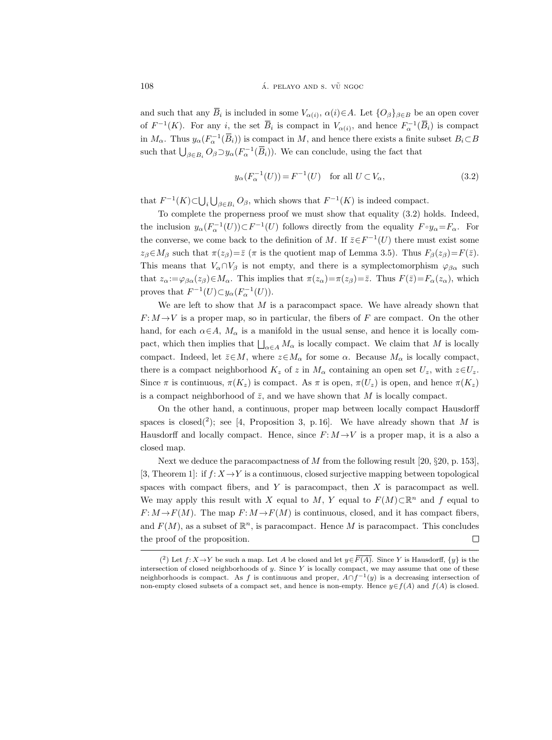and such that any $\overline{B}_i$ is included in some $V_{\alpha(i)}$, $\alpha(i)\in A$. Let $\{O_\beta\}_{\beta\in B}$ be an open cover of $F^{-1}(K)$. For any $i$, the set $\overline{B}_i$ is compact in $V_{\alpha(i)}$, and hence $F_\alpha^{-1}(\overline{B}_i)$ is compact in $M_\alpha$. Thus $y_\alpha(F_\alpha^{-1}(\overline{B}_i))$ is compact in $M$, and hence there exists a finite subset $B_i\subset B$ such that $\bigcup_{\beta\in B_i} O_\beta \supset y_\alpha(F_\alpha^{-1}(\overline{B}_i))$. We can conclude, using the fact that

$$y_\alpha(F_\alpha^{-1}(U)) = F^{-1}(U) \quad \text{for all } U\subset V_\alpha, \tag{3.2}$$

that $F^{-1}(K)\subset\bigcup_i\bigcup_{\beta\in B_i} O_\beta$, which shows that $F^{-1}(K)$ is indeed compact.

To complete the properness proof we must show that equality (3.2) holds. Indeed, the inclusion $y_\alpha(F_\alpha^{-1}(U))\subset F^{-1}(U)$ follows directly from the equality $F\circ y_\alpha = F_\alpha$. For the converse, we come back to the definition of $M$. If $\bar{z}\in F^{-1}(U)$ there must exist some $z_\beta\in M_\beta$ such that $\pi(z_\beta)=\bar{z}$ ($\pi$ is the quotient map of Lemma 3.5). Thus $F_\beta(z_\beta)=F(\bar{z})$. This means that $V_\alpha\cap V_\beta$ is not empty, and there is a symplectomorphism $\varphi_{\beta\alpha}$ such that $z_\alpha := \varphi_{\beta\alpha}(z_\beta)\in M_\alpha$. This implies that $\pi(z_\alpha)=\pi(z_\beta)=\bar{z}$. Thus $F(\bar{z})=F_\alpha(z_\alpha)$, which proves that $F^{-1}(U)\subset y_\alpha(F_\alpha^{-1}(U))$.

We are left to show that $M$ is a paracompact space. We have already shown that $F\colon M\to V$ is a proper map, so in particular, the fibers of $F$ are compact. On the other hand, for each $\alpha\in A$, $M_\alpha$ is a manifold in the usual sense, and hence it is locally compact, which then implies that $\bigsqcup_{\alpha\in A} M_\alpha$ is locally compact. We claim that $M$ is locally compact. Indeed, let $\bar{z}\in M$, where $z\in M_\alpha$ for some $\alpha$. Because $M_\alpha$ is locally compact, there is a compact neighborhood $K_z$ of $z$ in $M_\alpha$ containing an open set $U_z$, with $z\in U_z$. Since $\pi$ is continuous, $\pi(K_z)$ is compact. As $\pi$ is open, $\pi(U_z)$ is open, and hence $\pi(K_z)$ is a compact neighborhood of $\bar{z}$, and we have shown that $M$ is locally compact.

On the other hand, a continuous, proper map between locally compact Hausdorff spaces is closed([2]); see [4, Proposition 3, p. 16]. We have already shown that $M$ is Hausdorff and locally compact. Hence, since $F\colon M\to V$ is a proper map, it is a also a closed map.

Next we deduce the paracompactness of $M$ from the following result [20, §20, p. 153], [3, Theorem 1]: if $f\colon X\to Y$ is a continuous, closed surjective mapping between topological spaces with compact fibers, and $Y$ is paracompact, then $X$ is paracompact as well. We may apply this result with $X$ equal to $M$, $Y$ equal to $F(M)\subset\mathbb{R}^n$ and $f$ equal to $F\colon M\to F(M)$. The map $F\colon M\to F(M)$ is continuous, closed, and it has compact fibers, and $F(M)$, as a subset of $\mathbb{R}^n$, is paracompact. Hence $M$ is paracompact. This concludes the proof of the proposition. $\square$

---

([2]) Let $f\colon X\to Y$ be such a map. Let $A$ be closed and let $y\in\overline{F(A)}$. Since $Y$ is Hausdorff, $\{y\}$ is the intersection of closed neighborhoods of $y$. Since $Y$ is locally compact, we may assume that one of these neighborhoods is compact. As $f$ is continuous and proper, $A\cap f^{-1}(y)$ is a decreasing intersection of non-empty closed subsets of a compact set, and hence is non-empty. Hence $y\in f(A)$ and $f(A)$ is closed.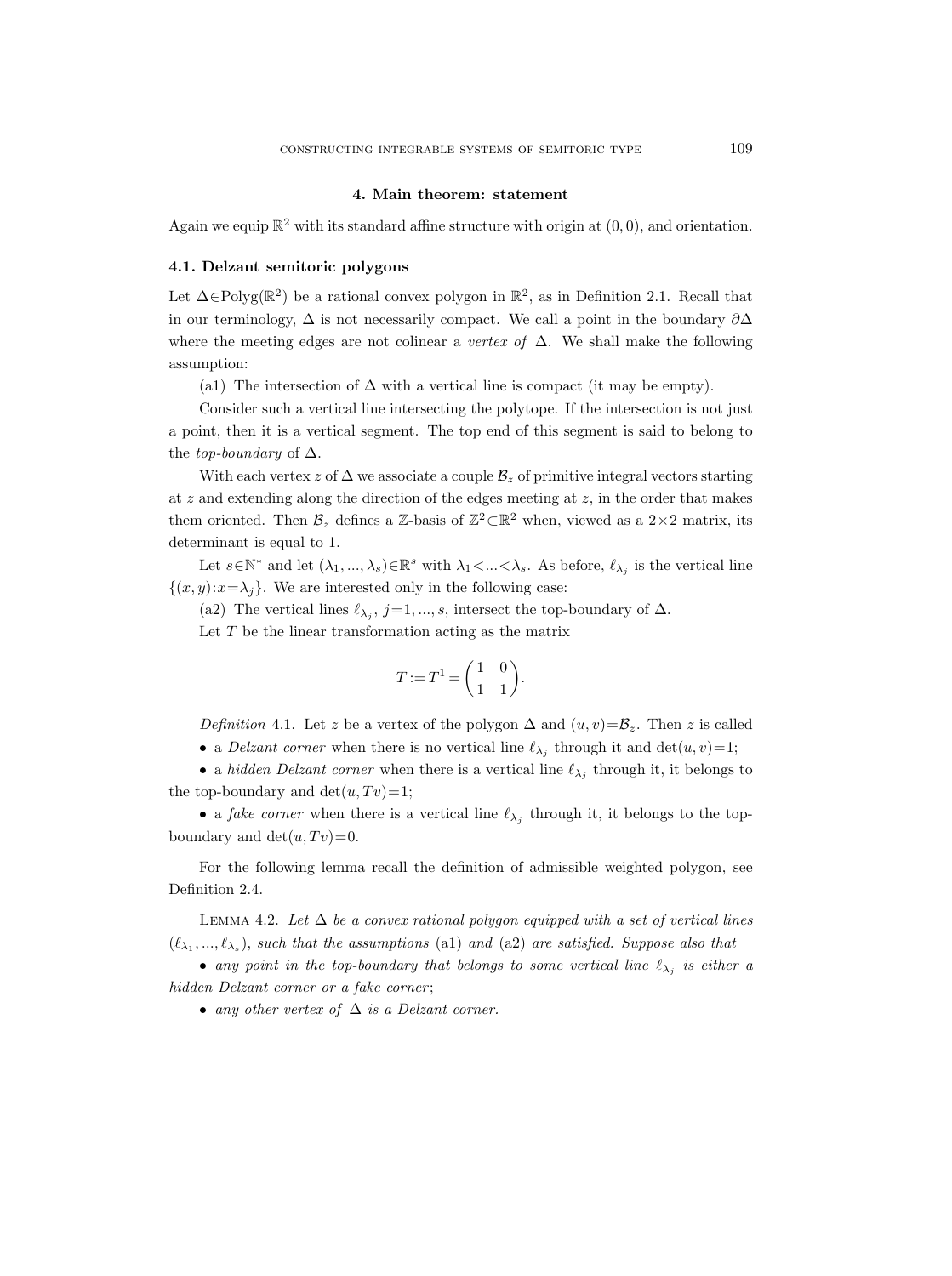## 4. Main theorem: statement

Again we equip $\mathbb{R}^2$ with its standard affine structure with origin at $(0,0)$, and orientation.

### 4.1. Delzant semitoric polygons

Let $\Delta\in\mathrm{Polyg}(\mathbb{R}^2)$ be a rational convex polygon in $\mathbb{R}^2$, as in Definition 2.1. Recall that in our terminology, $\Delta$ is not necessarily compact. We call a point in the boundary $\partial\Delta$ where the meeting edges are not colinear a *vertex of* $\Delta$. We shall make the following assumption:

(a1) The intersection of $\Delta$ with a vertical line is compact (it may be empty).

Consider such a vertical line intersecting the polytope. If the intersection is not just a point, then it is a vertical segment. The top end of this segment is said to belong to the *top-boundary* of $\Delta$.

With each vertex $z$ of $\Delta$ we associate a couple $\mathcal{B}_z$ of primitive integral vectors starting at $z$ and extending along the direction of the edges meeting at $z$, in the order that makes them oriented. Then $\mathcal{B}_z$ defines a $\mathbb{Z}$-basis of $\mathbb{Z}^2\subset\mathbb{R}^2$ when, viewed as a $2\times 2$ matrix, its determinant is equal to 1.

Let $s\in\mathbb{N}^*$ and let $(\lambda_1,...,\lambda_s)\in\mathbb{R}^s$ with $\lambda_1<...<\lambda_s$. As before, $\ell_{\lambda_j}$ is the vertical line $\{(x,y):x=\lambda_j\}$. We are interested only in the following case:

(a2) The vertical lines $\ell_{\lambda_j}$, $j=1,...,s$, intersect the top-boundary of $\Delta$.

Let $T$ be the linear transformation acting as the matrix

$$T:=T^1=\begin{pmatrix}1 & 0\\ 1 & 1\end{pmatrix}.$$

*Definition* 4.1. Let $z$ be a vertex of the polygon $\Delta$ and $(u,v)=\mathcal{B}_z$. Then $z$ is called

- a *Delzant corner* when there is no vertical line $\ell_{\lambda_j}$ through it and $\det(u,v)=1$;
- a *hidden Delzant corner* when there is a vertical line $\ell_{\lambda_j}$ through it, it belongs to the top-boundary and $\det(u,Tv)=1$;
- a *fake corner* when there is a vertical line $\ell_{\lambda_j}$ through it, it belongs to the top-boundary and $\det(u,Tv)=0$.

For the following lemma recall the definition of admissible weighted polygon, see Definition 2.4.

Lemma 4.2. *Let $\Delta$ be a convex rational polygon equipped with a set of vertical lines $(\ell_{\lambda_1},...,\ell_{\lambda_s})$, such that the assumptions* (a1) *and* (a2) *are satisfied. Suppose also that*

- *any point in the top-boundary that belongs to some vertical line $\ell_{\lambda_j}$ is either a hidden Delzant corner or a fake corner*;
- *any other vertex of $\Delta$ is a Delzant corner.*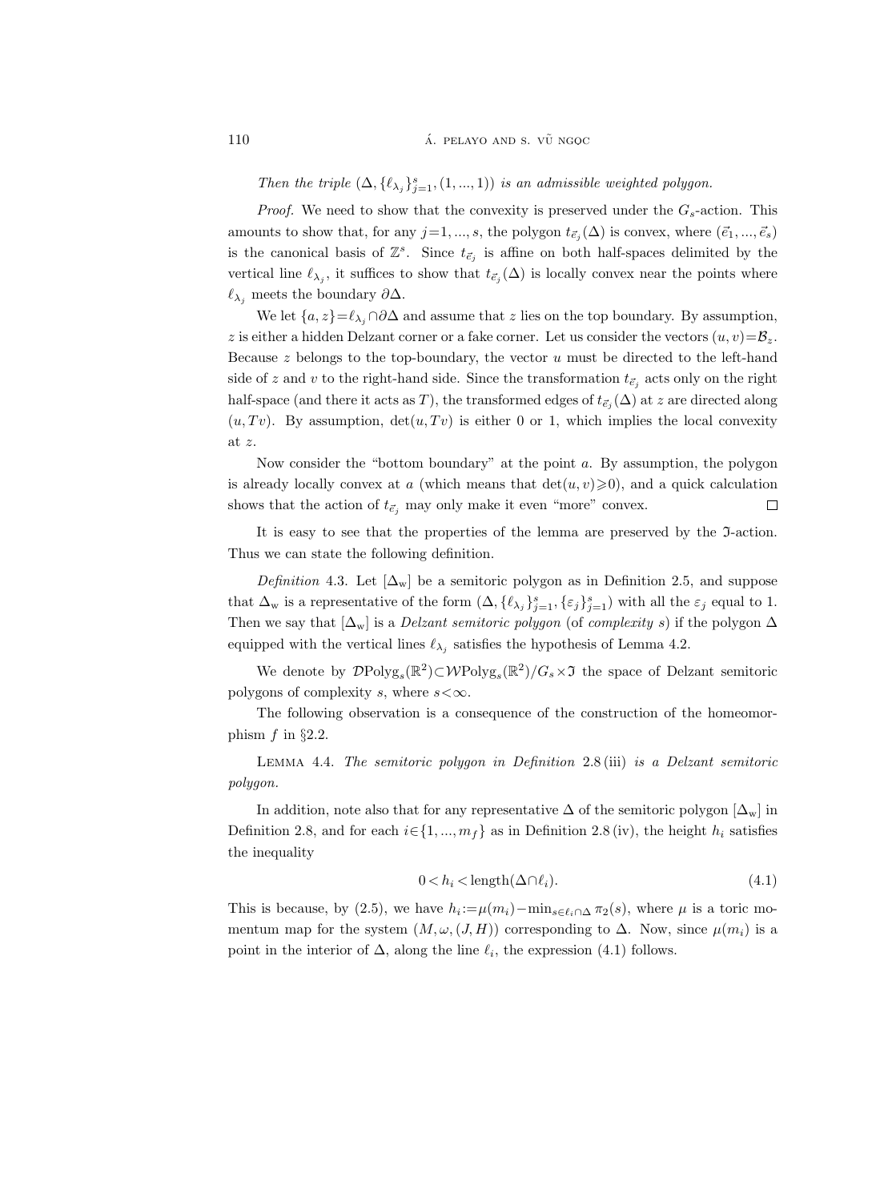*Then the triple $(\Delta, \{\ell_{\lambda_j}\}_{j=1}^s, (1, ..., 1))$ is an admissible weighted polygon.*

*Proof.* We need to show that the convexity is preserved under the $G_s$-action. This amounts to show that, for any $j=1, ..., s$, the polygon $t_{\vec{e}_j}(\Delta)$ is convex, where $(\vec{e}_1, ..., \vec{e}_s)$ is the canonical basis of $\mathbb{Z}^s$. Since $t_{\vec{e}_j}$ is affine on both half-spaces delimited by the vertical line $\ell_{\lambda_j}$, it suffices to show that $t_{\vec{e}_j}(\Delta)$ is locally convex near the points where $\ell_{\lambda_j}$ meets the boundary $\partial\Delta$.

We let $\{a, z\} = \ell_{\lambda_j} \cap \partial\Delta$ and assume that $z$ lies on the top boundary. By assumption, $z$ is either a hidden Delzant corner or a fake corner. Let us consider the vectors $(u, v) = \mathcal{B}_z$. Because $z$ belongs to the top-boundary, the vector $u$ must be directed to the left-hand side of $z$ and $v$ to the right-hand side. Since the transformation $t_{\vec{e}_j}$ acts only on the right half-space (and there it acts as $T$), the transformed edges of $t_{\vec{e}_j}(\Delta)$ at $z$ are directed along $(u, Tv)$. By assumption, $\det(u, Tv)$ is either 0 or 1, which implies the local convexity at $z$.

Now consider the "bottom boundary" at the point $a$. By assumption, the polygon is already locally convex at $a$ (which means that $\det(u, v) \geqslant 0$), and a quick calculation shows that the action of $t_{\vec{e}_j}$ may only make it even "more" convex. $\square$

It is easy to see that the properties of the lemma are preserved by the $\mathfrak{I}$-action. Thus we can state the following definition.

*Definition* 4.3. Let $[\Delta_{\mathrm{w}}]$ be a semitoric polygon as in Definition 2.5, and suppose that $\Delta_{\mathrm{w}}$ is a representative of the form $(\Delta, \{\ell_{\lambda_j}\}_{j=1}^s, \{\varepsilon_j\}_{j=1}^s)$ with all the $\varepsilon_j$ equal to 1. Then we say that $[\Delta_{\mathrm{w}}]$ is a *Delzant semitoric polygon* (of *complexity* $s$) if the polygon $\Delta$ equipped with the vertical lines $\ell_{\lambda_j}$ satisfies the hypothesis of Lemma 4.2.

We denote by $\mathcal{D}\mathrm{Polyg}_s(\mathbb{R}^2) \subset \mathcal{W}\mathrm{Polyg}_s(\mathbb{R}^2)/G_s \times \mathfrak{I}$ the space of Delzant semitoric polygons of complexity $s$, where $s < \infty$.

The following observation is a consequence of the construction of the homeomorphism $f$ in §2.2.

Lemma 4.4. *The semitoric polygon in Definition* 2.8 (iii) *is a Delzant semitoric polygon.*

In addition, note also that for any representative $\Delta$ of the semitoric polygon $[\Delta_{\mathrm{w}}]$ in Definition 2.8, and for each $i \in \{1, ..., m_f\}$ as in Definition 2.8 (iv), the height $h_i$ satisfies the inequality

$$0 < h_i < \mathrm{length}(\Delta \cap \ell_i). \tag{4.1}$$

This is because, by (2.5), we have $h_i := \mu(m_i) - \min_{s \in \ell_i \cap \Delta} \pi_2(s)$, where $\mu$ is a toric momentum map for the system $(M, \omega, (J, H))$ corresponding to $\Delta$. Now, since $\mu(m_i)$ is a point in the interior of $\Delta$, along the line $\ell_i$, the expression (4.1) follows.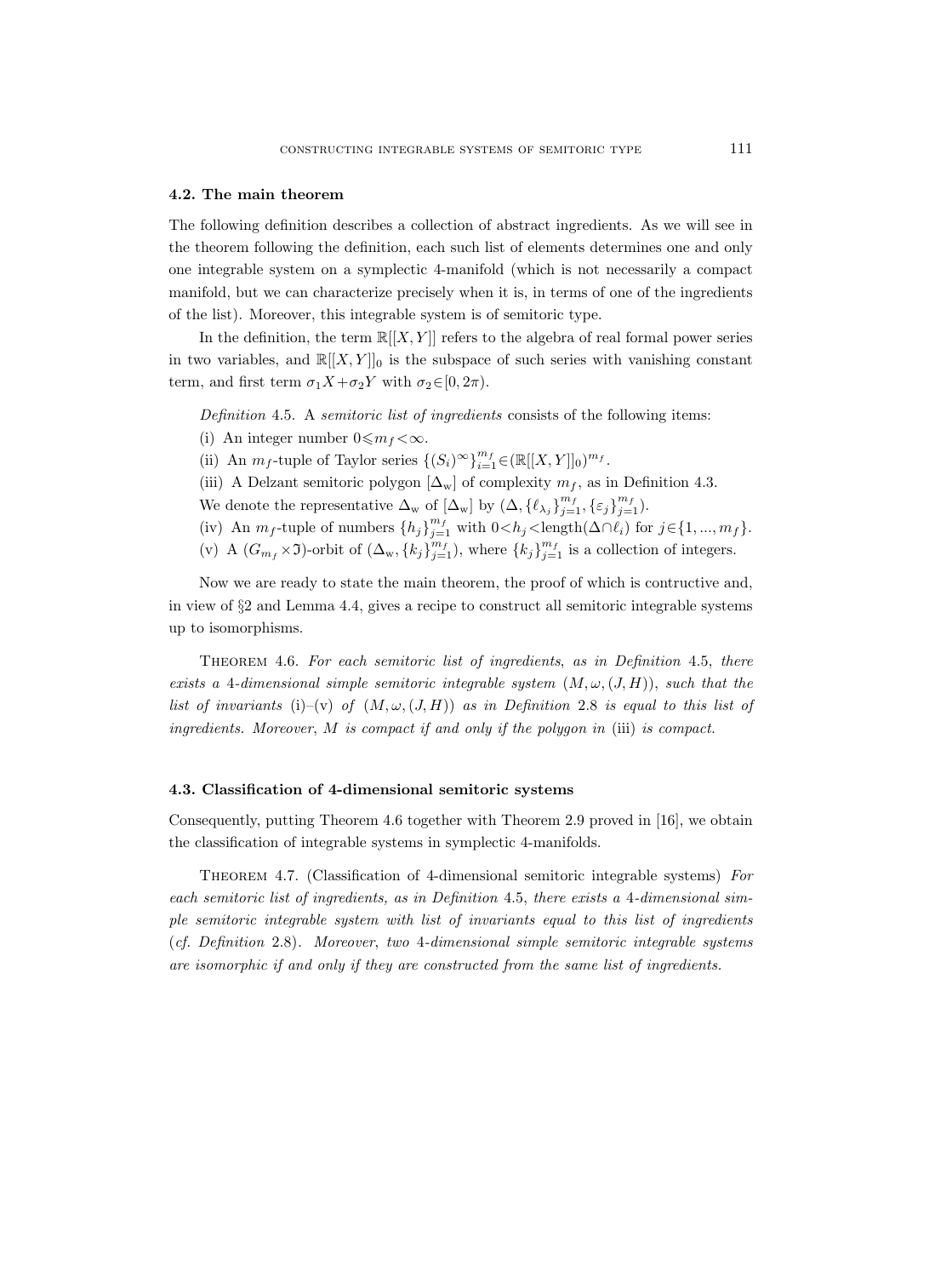### 4.2. The main theorem

The following definition describes a collection of abstract ingredients. As we will see in the theorem following the definition, each such list of elements determines one and only one integrable system on a symplectic 4-manifold (which is not necessarily a compact manifold, but we can characterize precisely when it is, in terms of one of the ingredients of the list). Moreover, this integrable system is of semitoric type.

In the definition, the term $\mathbb{R}[[X,Y]]$ refers to the algebra of real formal power series in two variables, and $\mathbb{R}[[X,Y]]_0$ is the subspace of such series with vanishing constant term, and first term $\sigma_1 X + \sigma_2 Y$ with $\sigma_2 \in [0, 2\pi)$.

*Definition* 4.5. A *semitoric list of ingredients* consists of the following items:

(i) An integer number $0 \leqslant m_f < \infty$.

(ii) An $m_f$-tuple of Taylor series $\{(S_i)^\infty\}_{i=1}^{m_f} \in (\mathbb{R}[[X,Y]]_0)^{m_f}$.

(iii) A Delzant semitoric polygon $[\Delta_{\mathrm{w}}]$ of complexity $m_f$, as in Definition 4.3.

We denote the representative $\Delta_{\mathrm{w}}$ of $[\Delta_{\mathrm{w}}]$ by $(\Delta, \{\ell_{\lambda_j}\}_{j=1}^{m_f}, \{\varepsilon_j\}_{j=1}^{m_f})$.

(iv) An $m_f$-tuple of numbers $\{h_j\}_{j=1}^{m_f}$ with $0 < h_j < \mathrm{length}(\Delta \cap \ell_i)$ for $j \in \{1, ..., m_f\}$.

(v) A $(G_{m_f} \times \mathfrak{I})$-orbit of $(\Delta_{\mathrm{w}}, \{k_j\}_{j=1}^{m_f})$, where $\{k_j\}_{j=1}^{m_f}$ is a collection of integers.

Now we are ready to state the main theorem, the proof of which is contructive and, in view of §2 and Lemma 4.4, gives a recipe to construct all semitoric integrable systems up to isomorphisms.

THEOREM 4.6. *For each semitoric list of ingredients, as in Definition* 4.5, *there exists a* 4*-dimensional simple semitoric integrable system* $(M, \omega, (J, H))$, *such that the list of invariants* (i)–(v) *of* $(M, \omega, (J, H))$ *as in Definition* 2.8 *is equal to this list of ingredients. Moreover*, $M$ *is compact if and only if the polygon in* (iii) *is compact.*

### 4.3. Classification of 4-dimensional semitoric systems

Consequently, putting Theorem 4.6 together with Theorem 2.9 proved in [16], we obtain the classification of integrable systems in symplectic 4-manifolds.

THEOREM 4.7. (Classification of 4-dimensional semitoric integrable systems) *For each semitoric list of ingredients, as in Definition* 4.5, *there exists a* 4*-dimensional simple semitoric integrable system with list of invariants equal to this list of ingredients* (*cf. Definition* 2.8). *Moreover, two* 4*-dimensional simple semitoric integrable systems are isomorphic if and only if they are constructed from the same list of ingredients.*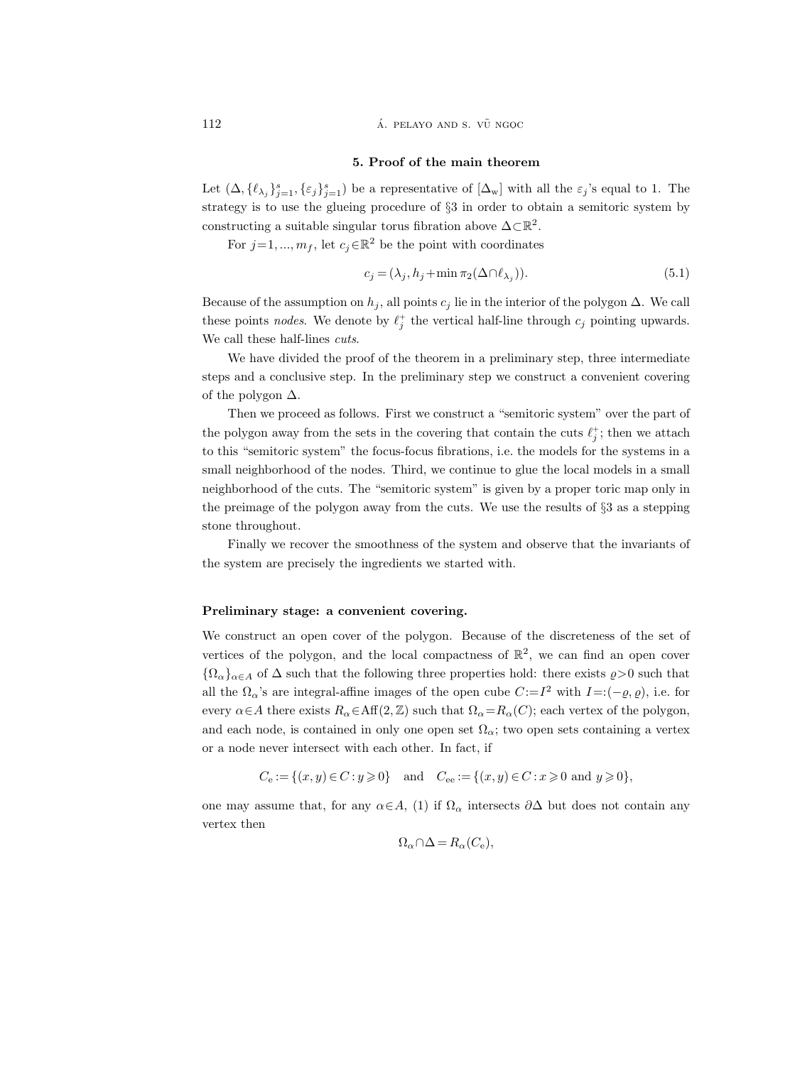## 5. Proof of the main theorem

Let $(\Delta, \{\ell_{\lambda_j}\}_{j=1}^s, \{\varepsilon_j\}_{j=1}^s)$ be a representative of $[\Delta_{\rm w}]$ with all the $\varepsilon_j$'s equal to 1. The strategy is to use the glueing procedure of §3 in order to obtain a semitoric system by constructing a suitable singular torus fibration above $\Delta \subset \mathbb{R}^2$.

For $j=1, ..., m_f$, let $c_j \in \mathbb{R}^2$ be the point with coordinates

$$c_j = (\lambda_j, h_j + \min \pi_2(\Delta \cap \ell_{\lambda_j})). \tag{5.1}$$

Because of the assumption on $h_j$, all points $c_j$ lie in the interior of the polygon $\Delta$. We call these points *nodes*. We denote by $\ell_j^+$ the vertical half-line through $c_j$ pointing upwards. We call these half-lines *cuts*.

We have divided the proof of the theorem in a preliminary step, three intermediate steps and a conclusive step. In the preliminary step we construct a convenient covering of the polygon $\Delta$.

Then we proceed as follows. First we construct a "semitoric system" over the part of the polygon away from the sets in the covering that contain the cuts $\ell_j^+$; then we attach to this "semitoric system" the focus-focus fibrations, i.e. the models for the systems in a small neighborhood of the nodes. Third, we continue to glue the local models in a small neighborhood of the cuts. The "semitoric system" is given by a proper toric map only in the preimage of the polygon away from the cuts. We use the results of §3 as a stepping stone throughout.

Finally we recover the smoothness of the system and observe that the invariants of the system are precisely the ingredients we started with.

### Preliminary stage: a convenient covering.

We construct an open cover of the polygon. Because of the discreteness of the set of vertices of the polygon, and the local compactness of $\mathbb{R}^2$, we can find an open cover $\{\Omega_\alpha\}_{\alpha \in A}$ of $\Delta$ such that the following three properties hold: there exists $\varrho > 0$ such that all the $\Omega_\alpha$'s are integral-affine images of the open cube $C := I^2$ with $I =: (-\varrho, \varrho)$, i.e. for every $\alpha \in A$ there exists $R_\alpha \in \mathrm{Aff}(2, \mathbb{Z})$ such that $\Omega_\alpha = R_\alpha(C)$; each vertex of the polygon, and each node, is contained in only one open set $\Omega_\alpha$; two open sets containing a vertex or a node never intersect with each other. In fact, if

$$C_{\rm e} := \{(x, y) \in C : y \geqslant 0\} \quad \text{and} \quad C_{\rm ee} := \{(x, y) \in C : x \geqslant 0 \text{ and } y \geqslant 0\},$$

one may assume that, for any $\alpha \in A$, (1) if $\Omega_\alpha$ intersects $\partial\Delta$ but does not contain any vertex then

$$\Omega_\alpha \cap \Delta = R_\alpha(C_{\rm e}),$$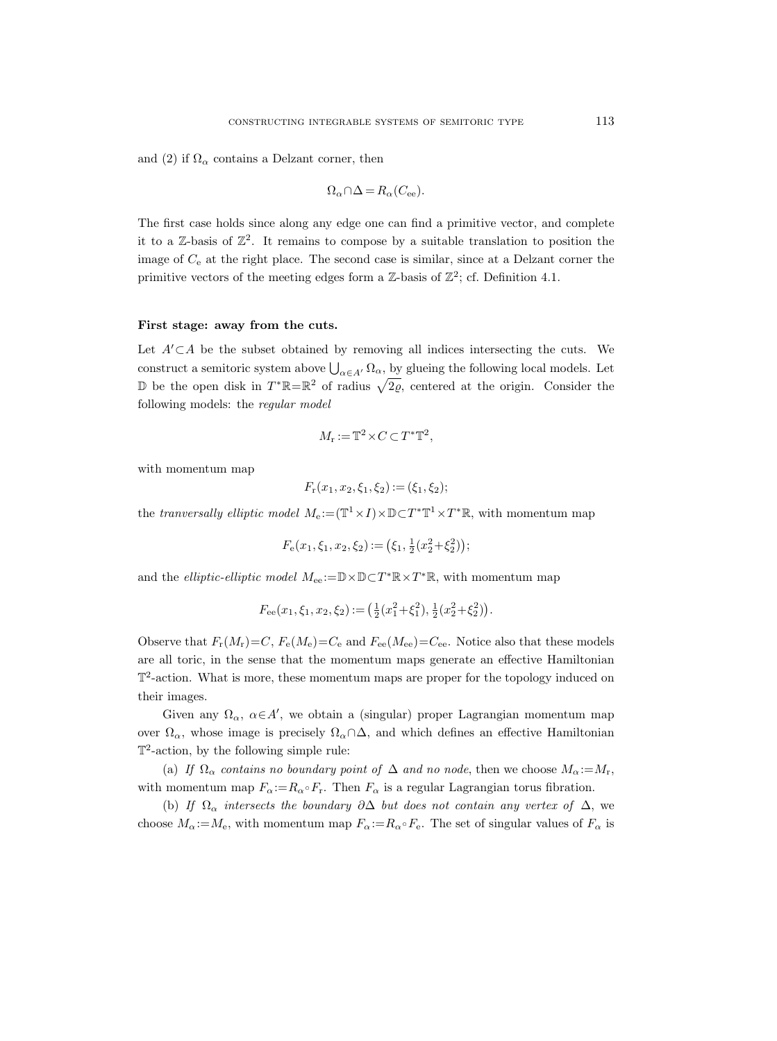and (2) if $\Omega_\alpha$ contains a Delzant corner, then

$$\Omega_\alpha \cap \Delta = R_\alpha(C_{\mathrm{ee}}).$$

The first case holds since along any edge one can find a primitive vector, and complete it to a $\mathbb{Z}$-basis of $\mathbb{Z}^2$. It remains to compose by a suitable translation to position the image of $C_{\mathrm{e}}$ at the right place. The second case is similar, since at a Delzant corner the primitive vectors of the meeting edges form a $\mathbb{Z}$-basis of $\mathbb{Z}^2$; cf. Definition 4.1.

**First stage: away from the cuts.**

Let $A' \subset A$ be the subset obtained by removing all indices intersecting the cuts. We construct a semitoric system above $\bigcup_{\alpha \in A'} \Omega_\alpha$, by glueing the following local models. Let $\mathbb{D}$ be the open disk in $T^*\mathbb{R} = \mathbb{R}^2$ of radius $\sqrt{2\varrho}$, centered at the origin. Consider the following models: the *regular model*

$$M_{\mathrm{r}} := \mathbb{T}^2 \times C \subset T^*\mathbb{T}^2,$$

with momentum map

$$F_{\mathrm{r}}(x_1, x_2, \xi_1, \xi_2) := (\xi_1, \xi_2);$$

the *tranversally elliptic model* $M_{\mathrm{e}} := (\mathbb{T}^1 \times I) \times \mathbb{D} \subset T^*\mathbb{T}^1 \times T^*\mathbb{R}$, with momentum map

$$F_{\mathrm{e}}(x_1, \xi_1, x_2, \xi_2) := \big(\xi_1, \tfrac{1}{2}(x_2^2 + \xi_2^2)\big);$$

and the *elliptic-elliptic model* $M_{\mathrm{ee}} := \mathbb{D} \times \mathbb{D} \subset T^*\mathbb{R} \times T^*\mathbb{R}$, with momentum map

$$F_{\mathrm{ee}}(x_1, \xi_1, x_2, \xi_2) := \big(\tfrac{1}{2}(x_1^2 + \xi_1^2), \tfrac{1}{2}(x_2^2 + \xi_2^2)\big).$$

Observe that $F_{\mathrm{r}}(M_{\mathrm{r}}) = C$, $F_{\mathrm{e}}(M_{\mathrm{e}}) = C_{\mathrm{e}}$ and $F_{\mathrm{ee}}(M_{\mathrm{ee}}) = C_{\mathrm{ee}}$. Notice also that these models are all toric, in the sense that the momentum maps generate an effective Hamiltonian $\mathbb{T}^2$-action. What is more, these momentum maps are proper for the topology induced on their images.

Given any $\Omega_\alpha$, $\alpha \in A'$, we obtain a (singular) proper Lagrangian momentum map over $\Omega_\alpha$, whose image is precisely $\Omega_\alpha \cap \Delta$, and which defines an effective Hamiltonian $\mathbb{T}^2$-action, by the following simple rule:

(a) *If $\Omega_\alpha$ contains no boundary point of $\Delta$ and no node*, then we choose $M_\alpha := M_{\mathrm{r}}$, with momentum map $F_\alpha := R_\alpha \circ F_{\mathrm{r}}$. Then $F_\alpha$ is a regular Lagrangian torus fibration.

(b) *If $\Omega_\alpha$ intersects the boundary $\partial\Delta$ but does not contain any vertex of $\Delta$*, we choose $M_\alpha := M_{\mathrm{e}}$, with momentum map $F_\alpha := R_\alpha \circ F_{\mathrm{e}}$. The set of singular values of $F_\alpha$ is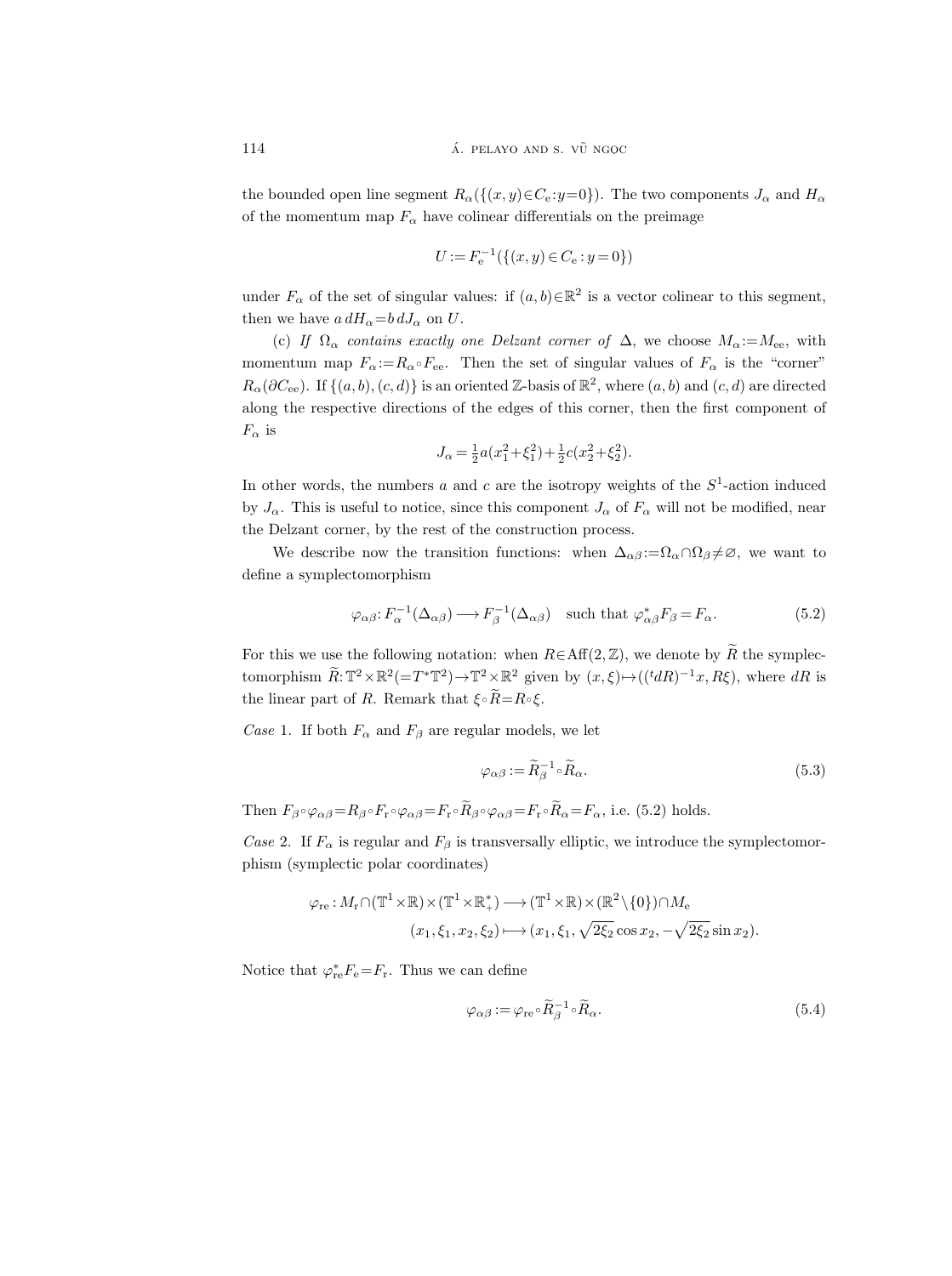the bounded open line segment $R_\alpha(\{(x,y)\in C_{\mathrm{e}} : y=0\})$. The two components $J_\alpha$ and $H_\alpha$ of the momentum map $F_\alpha$ have colinear differentials on the preimage

$$U := F_{\mathrm{e}}^{-1}(\{(x,y)\in C_{\mathrm{e}} : y=0\})$$

under $F_\alpha$ of the set of singular values: if $(a,b)\in\mathbb{R}^2$ is a vector colinear to this segment, then we have $a\,dH_\alpha = b\,dJ_\alpha$ on $U$.

(c) *If $\Omega_\alpha$ contains exactly one Delzant corner of* $\Delta$, we choose $M_\alpha := M_{\mathrm{ee}}$, with momentum map $F_\alpha := R_\alpha \circ F_{\mathrm{ee}}$. Then the set of singular values of $F_\alpha$ is the "corner" $R_\alpha(\partial C_{\mathrm{ee}})$. If $\{(a,b),(c,d)\}$ is an oriented $\mathbb{Z}$-basis of $\mathbb{R}^2$, where $(a,b)$ and $(c,d)$ are directed along the respective directions of the edges of this corner, then the first component of $F_\alpha$ is

$$J_\alpha = \tfrac{1}{2}a(x_1^2+\xi_1^2) + \tfrac{1}{2}c(x_2^2+\xi_2^2).$$

In other words, the numbers $a$ and $c$ are the isotropy weights of the $S^1$-action induced by $J_\alpha$. This is useful to notice, since this component $J_\alpha$ of $F_\alpha$ will not be modified, near the Delzant corner, by the rest of the construction process.

We describe now the transition functions: when $\Delta_{\alpha\beta} := \Omega_\alpha \cap \Omega_\beta \neq \varnothing$, we want to define a symplectomorphism

$$\varphi_{\alpha\beta} : F_\alpha^{-1}(\Delta_{\alpha\beta}) \longrightarrow F_\beta^{-1}(\Delta_{\alpha\beta}) \quad \text{such that } \varphi_{\alpha\beta}^* F_\beta = F_\alpha. \tag{5.2}$$

For this we use the following notation: when $R\in\mathrm{Aff}(2,\mathbb{Z})$, we denote by $\widetilde{R}$ the symplectomorphism $\widetilde{R}:\mathbb{T}^2\times\mathbb{R}^2 (=T^*\mathbb{T}^2)\to\mathbb{T}^2\times\mathbb{R}^2$ given by $(x,\xi)\mapsto(({}^t dR)^{-1}x, R\xi)$, where $dR$ is the linear part of $R$. Remark that $\xi\circ\widetilde{R} = R\circ\xi$.

*Case* 1. If both $F_\alpha$ and $F_\beta$ are regular models, we let

$$\varphi_{\alpha\beta} := \widetilde{R}_\beta^{-1}\circ\widetilde{R}_\alpha. \tag{5.3}$$

Then $F_\beta\circ\varphi_{\alpha\beta} = R_\beta\circ F_{\mathrm{r}}\circ\varphi_{\alpha\beta} = F_{\mathrm{r}}\circ\widetilde{R}_\beta\circ\varphi_{\alpha\beta} = F_{\mathrm{r}}\circ\widetilde{R}_\alpha = F_\alpha$, i.e. (5.2) holds.

*Case* 2. If $F_\alpha$ is regular and $F_\beta$ is transversally elliptic, we introduce the symplectomorphism (symplectic polar coordinates)

$$\begin{aligned}\varphi_{\mathrm{re}} : M_{\mathrm{r}}\cap(\mathbb{T}^1\times\mathbb{R})\times(\mathbb{T}^1\times\mathbb{R}_+^*) &\longrightarrow (\mathbb{T}^1\times\mathbb{R})\times(\mathbb{R}^2\setminus\{0\})\cap M_{\mathrm{e}}\\ (x_1,\xi_1,x_2,\xi_2) &\longmapsto (x_1,\xi_1,\sqrt{2\xi_2}\cos x_2, -\sqrt{2\xi_2}\sin x_2).\end{aligned}$$

Notice that $\varphi_{\mathrm{re}}^* F_{\mathrm{e}} = F_{\mathrm{r}}$. Thus we can define

$$\varphi_{\alpha\beta} := \varphi_{\mathrm{re}}\circ\widetilde{R}_\beta^{-1}\circ\widetilde{R}_\alpha. \tag{5.4}$$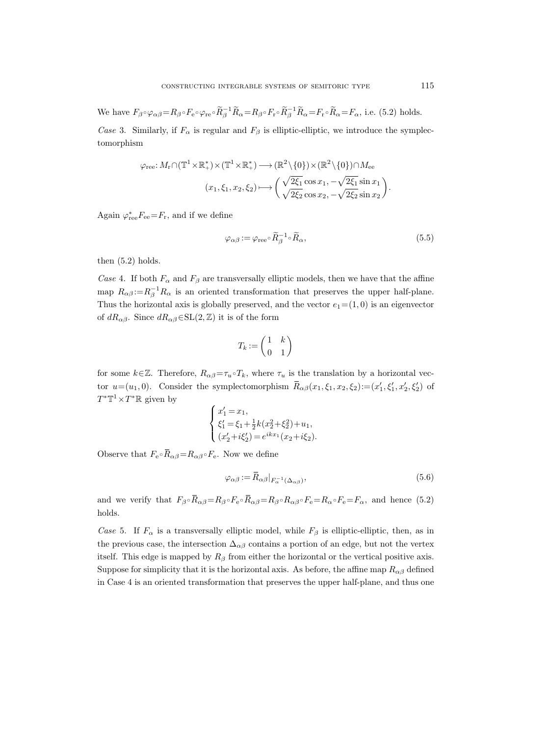We have $F_\beta\circ\varphi_{\alpha\beta}=R_\beta\circ F_{\rm e}\circ\varphi_{\rm re}\circ\widetilde{R}_\beta^{-1}\widetilde{R}_\alpha=R_\beta\circ F_{\rm r}\circ\widetilde{R}_\beta^{-1}\widetilde{R}_\alpha=F_{\rm r}\circ\widetilde{R}_\alpha=F_\alpha$, i.e. (5.2) holds.

*Case* 3. Similarly, if $F_\alpha$ is regular and $F_\beta$ is elliptic-elliptic, we introduce the symplectomorphism

$$
\begin{aligned}
\varphi_{\rm ree}\colon M_{\rm r}\cap(\mathbb{T}^1\times\mathbb{R}_+^*)\times(\mathbb{T}^1\times\mathbb{R}_+^*) &\longrightarrow (\mathbb{R}^2\setminus\{0\})\times(\mathbb{R}^2\setminus\{0\})\cap M_{\rm ee} \\
(x_1,\xi_1,x_2,\xi_2) &\longmapsto \begin{pmatrix} \sqrt{2\xi_1}\cos x_1, -\sqrt{2\xi_1}\sin x_1 \\ \sqrt{2\xi_2}\cos x_2, -\sqrt{2\xi_2}\sin x_2 \end{pmatrix}.
\end{aligned}
$$

Again $\varphi_{\rm ree}^*F_{\rm ee}=F_{\rm r}$, and if we define

$$
\varphi_{\alpha\beta}:=\varphi_{\rm ree}\circ\widetilde{R}_\beta^{-1}\circ\widetilde{R}_\alpha, \tag{5.5}
$$

then (5.2) holds.

*Case* 4. If both $F_\alpha$ and $F_\beta$ are transversally elliptic models, then we have that the affine map $R_{\alpha\beta}:=R_\beta^{-1}R_\alpha$ is an oriented transformation that preserves the upper half-plane. Thus the horizontal axis is globally preserved, and the vector $e_1=(1,0)$ is an eigenvector of $dR_{\alpha\beta}$. Since $dR_{\alpha\beta}\in\mathrm{SL}(2,\mathbb{Z})$ it is of the form

$$
T_k:=\begin{pmatrix} 1 & k \\ 0 & 1 \end{pmatrix}
$$

for some $k\in\mathbb{Z}$. Therefore, $R_{\alpha\beta}=\tau_u\circ T_k$, where $\tau_u$ is the translation by a horizontal vector $u=(u_1,0)$. Consider the symplectomorphism $\overline{R}_{\alpha\beta}(x_1,\xi_1,x_2,\xi_2):=(x_1',\xi_1',x_2',\xi_2')$ of $T^*\mathbb{T}^1\times T^*\mathbb{R}$ given by

$$
\begin{cases}
x_1'=x_1, \\
\xi_1'=\xi_1+\frac{1}{2}k(x_2^2+\xi_2^2)+u_1, \\
(x_2'+i\xi_2')=e^{ikx_1}(x_2+i\xi_2).
\end{cases}
$$

Observe that $F_{\rm e}\circ\overline{R}_{\alpha\beta}=R_{\alpha\beta}\circ F_{\rm e}$. Now we define

$$
\varphi_{\alpha\beta}:=\overline{R}_{\alpha\beta}|_{F_\alpha^{-1}(\Delta_{\alpha\beta})}, \tag{5.6}
$$

and we verify that $F_\beta\circ\overline{R}_{\alpha\beta}=R_\beta\circ F_{\rm e}\circ\overline{R}_{\alpha\beta}=R_\beta\circ R_{\alpha\beta}\circ F_{\rm e}=R_\alpha\circ F_{\rm e}=F_\alpha$, and hence (5.2) holds.

*Case* 5. If $F_\alpha$ is a transversally elliptic model, while $F_\beta$ is elliptic-elliptic, then, as in the previous case, the intersection $\Delta_{\alpha\beta}$ contains a portion of an edge, but not the vertex itself. This edge is mapped by $R_\beta$ from either the horizontal or the vertical positive axis. Suppose for simplicity that it is the horizontal axis. As before, the affine map $R_{\alpha\beta}$ defined in Case 4 is an oriented transformation that preserves the upper half-plane, and thus one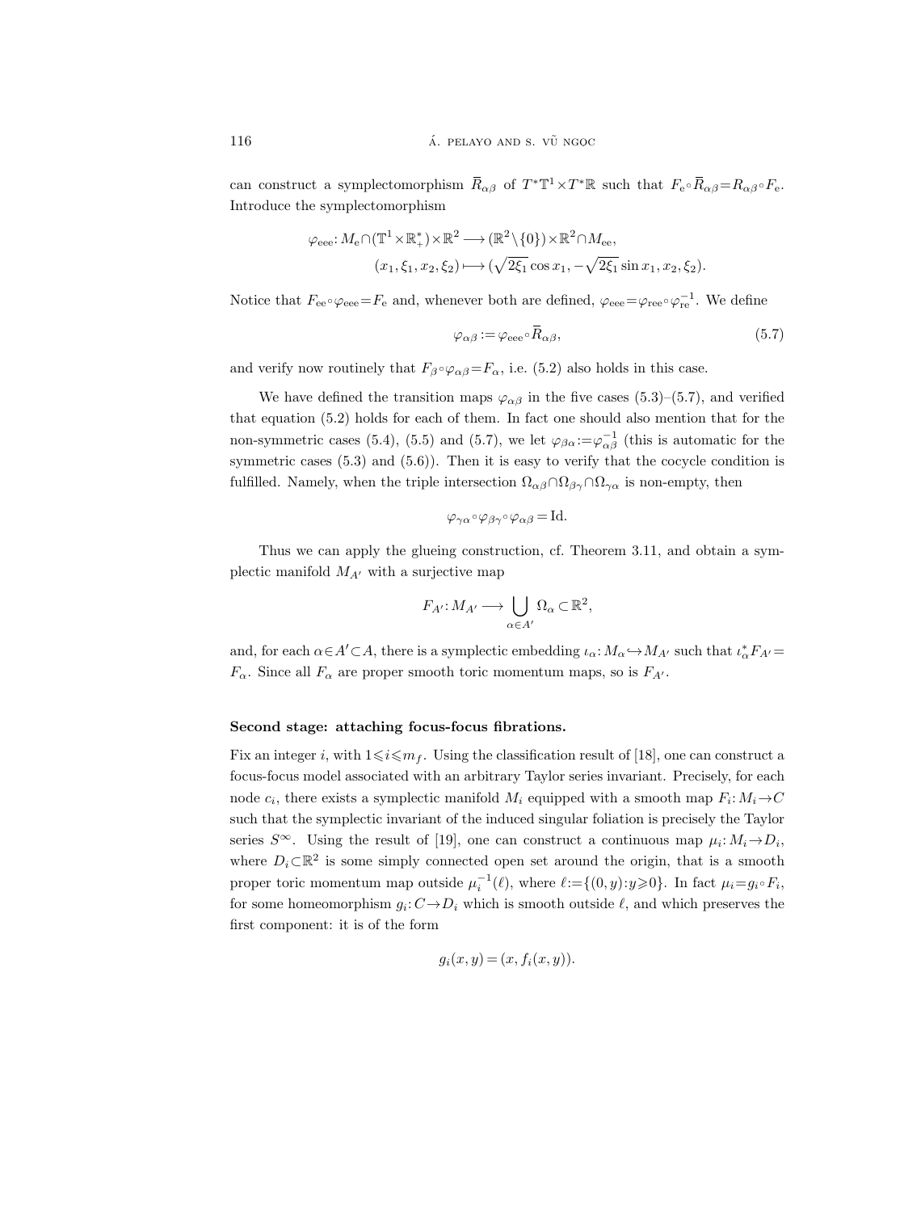can construct a symplectomorphism $\overline{R}_{\alpha\beta}$ of $T^*\mathbb{T}^1\times T^*\mathbb{R}$ such that $F_{\mathrm{e}}\circ\overline{R}_{\alpha\beta}=R_{\alpha\beta}\circ F_{\mathrm{e}}$. Introduce the symplectomorphism

$$\begin{aligned}\varphi_{\mathrm{eee}}\colon M_{\mathrm{e}}\cap(\mathbb{T}^1\times\mathbb{R}_+^*)\times\mathbb{R}^2 &\longrightarrow(\mathbb{R}^2\setminus\{0\})\times\mathbb{R}^2\cap M_{\mathrm{ee}},\\ (x_1,\xi_1,x_2,\xi_2)&\longmapsto(\sqrt{2\xi_1}\cos x_1,-\sqrt{2\xi_1}\sin x_1,x_2,\xi_2).\end{aligned}$$

Notice that $F_{\mathrm{ee}}\circ\varphi_{\mathrm{eee}}=F_{\mathrm{e}}$ and, whenever both are defined, $\varphi_{\mathrm{eee}}=\varphi_{\mathrm{ree}}\circ\varphi_{\mathrm{re}}^{-1}$. We define

$$\varphi_{\alpha\beta}:=\varphi_{\mathrm{eee}}\circ\overline{R}_{\alpha\beta}, \tag{5.7}$$

and verify now routinely that $F_\beta\circ\varphi_{\alpha\beta}=F_\alpha$, i.e. (5.2) also holds in this case.

We have defined the transition maps $\varphi_{\alpha\beta}$ in the five cases (5.3)–(5.7), and verified that equation (5.2) holds for each of them. In fact one should also mention that for the non-symmetric cases (5.4), (5.5) and (5.7), we let $\varphi_{\beta\alpha}:=\varphi_{\alpha\beta}^{-1}$ (this is automatic for the symmetric cases (5.3) and (5.6)). Then it is easy to verify that the cocycle condition is fulfilled. Namely, when the triple intersection $\Omega_{\alpha\beta}\cap\Omega_{\beta\gamma}\cap\Omega_{\gamma\alpha}$ is non-empty, then

$$\varphi_{\gamma\alpha}\circ\varphi_{\beta\gamma}\circ\varphi_{\alpha\beta}=\mathrm{Id}.$$

Thus we can apply the glueing construction, cf. Theorem 3.11, and obtain a symplectic manifold $M_{A'}$ with a surjective map

$$F_{A'}\colon M_{A'}\longrightarrow\bigcup_{\alpha\in A'}\Omega_\alpha\subset\mathbb{R}^2,$$

and, for each $\alpha\in A'\subset A$, there is a symplectic embedding $\iota_\alpha\colon M_\alpha\hookrightarrow M_{A'}$ such that $\iota_\alpha^*F_{A'}=F_\alpha$. Since all $F_\alpha$ are proper smooth toric momentum maps, so is $F_{A'}$.

**Second stage: attaching focus-focus fibrations.**

Fix an integer $i$, with $1\leqslant i\leqslant m_f$. Using the classification result of [18], one can construct a focus-focus model associated with an arbitrary Taylor series invariant. Precisely, for each node $c_i$, there exists a symplectic manifold $M_i$ equipped with a smooth map $F_i\colon M_i\to C$ such that the symplectic invariant of the induced singular foliation is precisely the Taylor series $S^\infty$. Using the result of [19], one can construct a continuous map $\mu_i\colon M_i\to D_i$, where $D_i\subset\mathbb{R}^2$ is some simply connected open set around the origin, that is a smooth proper toric momentum map outside $\mu_i^{-1}(\ell)$, where $\ell:=\{(0,y):y\geqslant 0\}$. In fact $\mu_i=g_i\circ F_i$, for some homeomorphism $g_i\colon C\to D_i$ which is smooth outside $\ell$, and which preserves the first component: it is of the form

$$g_i(x,y)=(x,f_i(x,y)).$$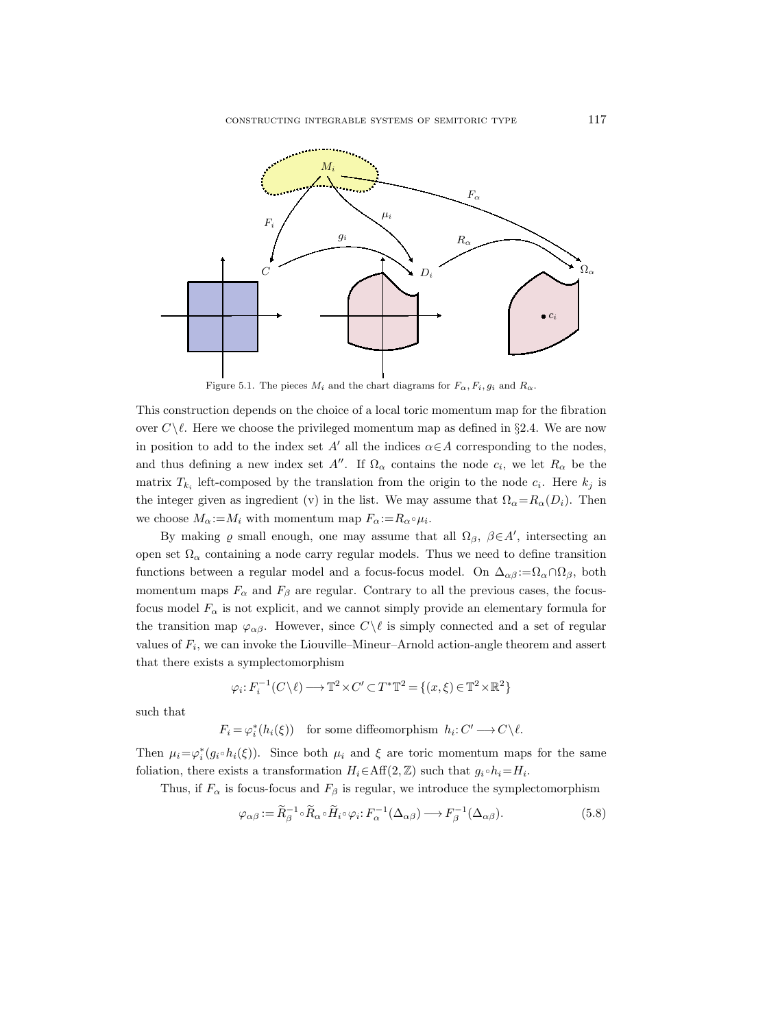Figure 5.1. The pieces $M_i$ and the chart diagrams for $F_\alpha, F_i, g_i$ and $R_\alpha$.

This construction depends on the choice of a local toric momentum map for the fibration over $C\setminus\ell$. Here we choose the privileged momentum map as defined in §2.4. We are now in position to add to the index set $A'$ all the indices $\alpha\in A$ corresponding to the nodes, and thus defining a new index set $A''$. If $\Omega_\alpha$ contains the node $c_i$, we let $R_\alpha$ be the matrix $T_{k_i}$ left-composed by the translation from the origin to the node $c_i$. Here $k_j$ is the integer given as ingredient (v) in the list. We may assume that $\Omega_\alpha = R_\alpha(D_i)$. Then we choose $M_\alpha := M_i$ with momentum map $F_\alpha := R_\alpha \circ \mu_i$.

By making $\varrho$ small enough, one may assume that all $\Omega_\beta$, $\beta\in A'$, intersecting an open set $\Omega_\alpha$ containing a node carry regular models. Thus we need to define transition functions between a regular model and a focus-focus model. On $\Delta_{\alpha\beta} := \Omega_\alpha \cap \Omega_\beta$, both momentum maps $F_\alpha$ and $F_\beta$ are regular. Contrary to all the previous cases, the focus-focus model $F_\alpha$ is not explicit, and we cannot simply provide an elementary formula for the transition map $\varphi_{\alpha\beta}$. However, since $C\setminus\ell$ is simply connected and a set of regular values of $F_i$, we can invoke the Liouville–Mineur–Arnold action-angle theorem and assert that there exists a symplectomorphism

$$\varphi_i : F_i^{-1}(C\setminus\ell) \longrightarrow \mathbb{T}^2 \times C' \subset T^*\mathbb{T}^2 = \{(x,\xi)\in\mathbb{T}^2\times\mathbb{R}^2\}$$

such that

$$F_i = \varphi_i^*(h_i(\xi)) \quad \text{for some diffeomorphism } h_i : C' \longrightarrow C\setminus\ell.$$

Then $\mu_i = \varphi_i^*(g_i\circ h_i(\xi))$. Since both $\mu_i$ and $\xi$ are toric momentum maps for the same foliation, there exists a transformation $H_i\in\mathrm{Aff}(2,\mathbb{Z})$ such that $g_i\circ h_i = H_i$.

Thus, if $F_\alpha$ is focus-focus and $F_\beta$ is regular, we introduce the symplectomorphism

$$\varphi_{\alpha\beta} := \widetilde{R}_\beta^{-1} \circ \widetilde{R}_\alpha \circ \widetilde{H}_i \circ \varphi_i : F_\alpha^{-1}(\Delta_{\alpha\beta}) \longrightarrow F_\beta^{-1}(\Delta_{\alpha\beta}). \tag{5.8}$$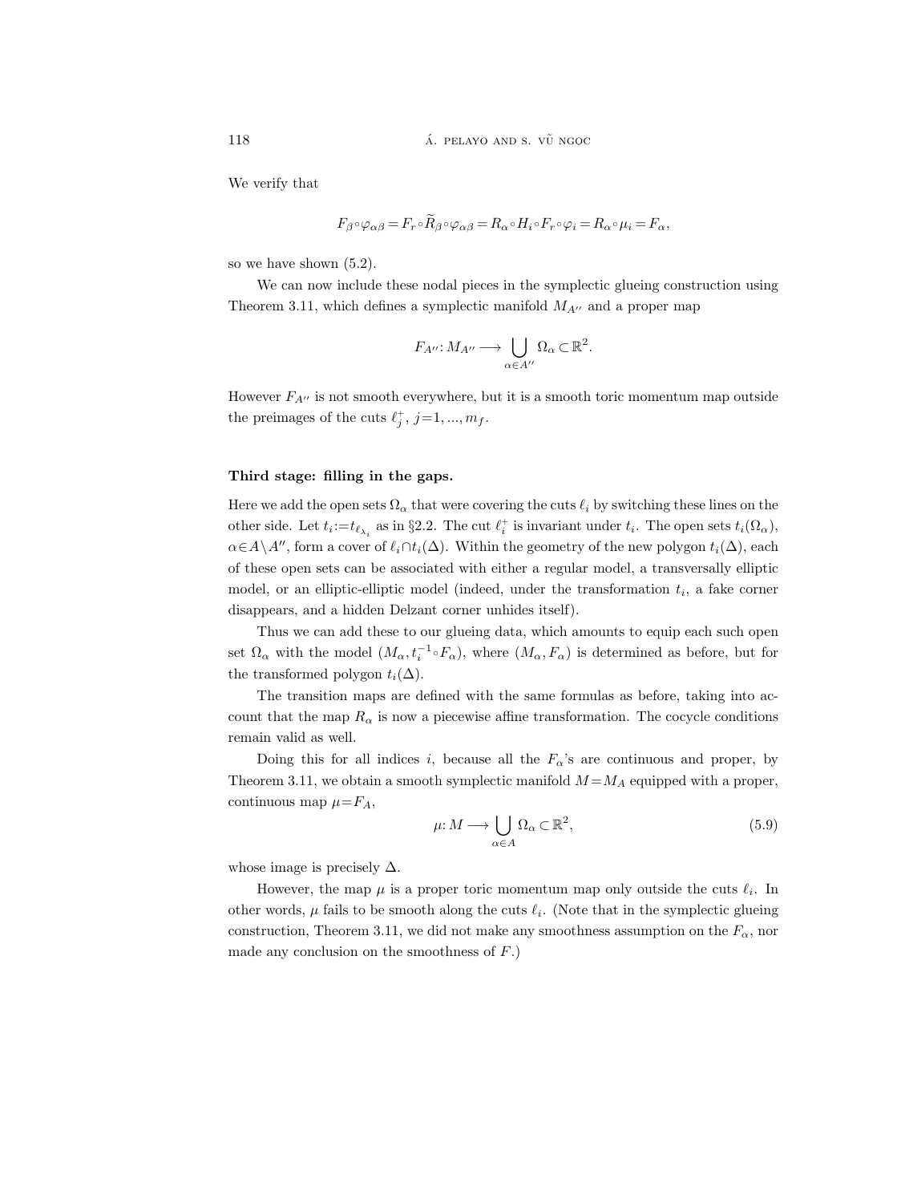We verify that

$$F_\beta \circ \varphi_{\alpha\beta} = F_r \circ \widetilde{R}_\beta \circ \varphi_{\alpha\beta} = R_\alpha \circ H_i \circ F_r \circ \varphi_i = R_\alpha \circ \mu_i = F_\alpha,$$

so we have shown (5.2).

We can now include these nodal pieces in the symplectic glueing construction using Theorem 3.11, which defines a symplectic manifold $M_{A''}$ and a proper map

$$F_{A''}: M_{A''} \longrightarrow \bigcup_{\alpha \in A''} \Omega_\alpha \subset \mathbb{R}^2.$$

However $F_{A''}$ is not smooth everywhere, but it is a smooth toric momentum map outside the preimages of the cuts $\ell_j^+$, $j=1, ..., m_f$.

**Third stage: filling in the gaps.**

Here we add the open sets $\Omega_\alpha$ that were covering the cuts $\ell_i$ by switching these lines on the other side. Let $t_i := t_{\ell_{\lambda_i}}$ as in §2.2. The cut $\ell_i^+$ is invariant under $t_i$. The open sets $t_i(\Omega_\alpha)$, $\alpha \in A \setminus A''$, form a cover of $\ell_i \cap t_i(\Delta)$. Within the geometry of the new polygon $t_i(\Delta)$, each of these open sets can be associated with either a regular model, a transversally elliptic model, or an elliptic-elliptic model (indeed, under the transformation $t_i$, a fake corner disappears, and a hidden Delzant corner unhides itself).

Thus we can add these to our glueing data, which amounts to equip each such open set $\Omega_\alpha$ with the model $(M_\alpha, t_i^{-1} \circ F_\alpha)$, where $(M_\alpha, F_\alpha)$ is determined as before, but for the transformed polygon $t_i(\Delta)$.

The transition maps are defined with the same formulas as before, taking into account that the map $R_\alpha$ is now a piecewise affine transformation. The cocycle conditions remain valid as well.

Doing this for all indices $i$, because all the $F_\alpha$'s are continuous and proper, by Theorem 3.11, we obtain a smooth symplectic manifold $M = M_A$ equipped with a proper, continuous map $\mu = F_A$,

$$\mu: M \longrightarrow \bigcup_{\alpha \in A} \Omega_\alpha \subset \mathbb{R}^2, \tag{5.9}$$

whose image is precisely $\Delta$.

However, the map $\mu$ is a proper toric momentum map only outside the cuts $\ell_i$. In other words, $\mu$ fails to be smooth along the cuts $\ell_i$. (Note that in the symplectic glueing construction, Theorem 3.11, we did not make any smoothness assumption on the $F_\alpha$, nor made any conclusion on the smoothness of $F$.)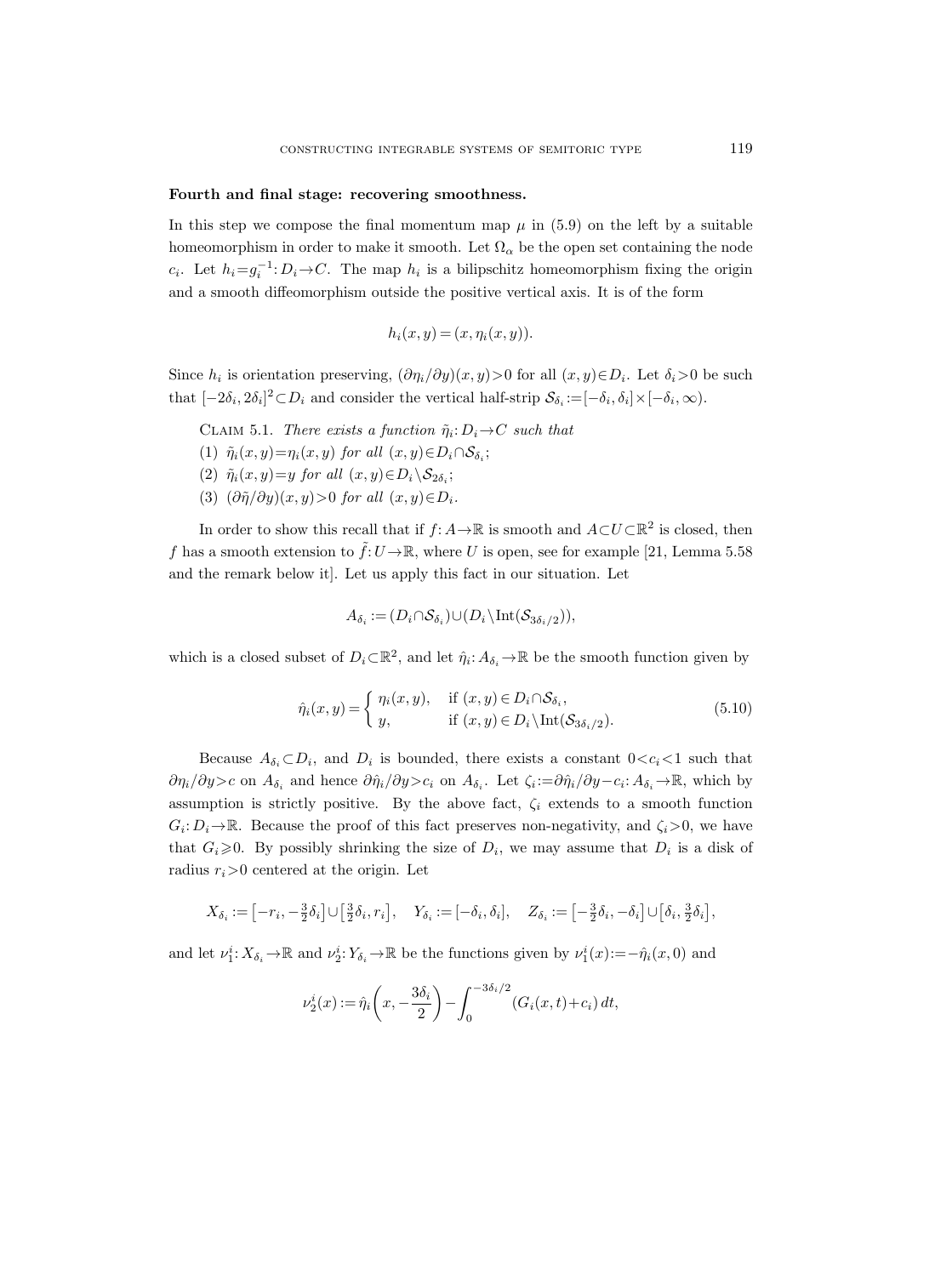**Fourth and final stage: recovering smoothness.**

In this step we compose the final momentum map $\mu$ in (5.9) on the left by a suitable homeomorphism in order to make it smooth. Let $\Omega_\alpha$ be the open set containing the node $c_i$. Let $h_i = g_i^{-1}\colon D_i \to C$. The map $h_i$ is a bilipschitz homeomorphism fixing the origin and a smooth diffeomorphism outside the positive vertical axis. It is of the form

$$h_i(x,y) = (x, \eta_i(x,y)).$$

Since $h_i$ is orientation preserving, $(\partial\eta_i/\partial y)(x,y) > 0$ for all $(x,y) \in D_i$. Let $\delta_i > 0$ be such that $[-2\delta_i, 2\delta_i]^2 \subset D_i$ and consider the vertical half-strip $\mathcal{S}_{\delta_i} := [-\delta_i, \delta_i] \times [-\delta_i, \infty)$.

Claim 5.1. *There exists a function $\tilde{\eta}_i\colon D_i \to C$ such that*

(1) $\tilde{\eta}_i(x,y) = \eta_i(x,y)$ *for all* $(x,y) \in D_i \cap \mathcal{S}_{\delta_i}$;

(2) $\tilde{\eta}_i(x,y) = y$ *for all* $(x,y) \in D_i \setminus \mathcal{S}_{2\delta_i}$;

(3) $(\partial\tilde{\eta}/\partial y)(x,y) > 0$ *for all* $(x,y) \in D_i$.

In order to show this recall that if $f\colon A \to \mathbb{R}$ is smooth and $A \subset U \subset \mathbb{R}^2$ is closed, then $f$ has a smooth extension to $\tilde{f}\colon U \to \mathbb{R}$, where $U$ is open, see for example [21, Lemma 5.58 and the remark below it]. Let us apply this fact in our situation. Let

$$A_{\delta_i} := (D_i \cap \mathcal{S}_{\delta_i}) \cup (D_i \setminus \mathrm{Int}(\mathcal{S}_{3\delta_i/2})),$$

which is a closed subset of $D_i \subset \mathbb{R}^2$, and let $\hat{\eta}_i\colon A_{\delta_i} \to \mathbb{R}$ be the smooth function given by

$$\hat{\eta}_i(x,y) = \begin{cases} \eta_i(x,y), & \text{if } (x,y) \in D_i \cap \mathcal{S}_{\delta_i}, \\ y, & \text{if } (x,y) \in D_i \setminus \mathrm{Int}(\mathcal{S}_{3\delta_i/2}). \end{cases} \tag{5.10}$$

Because $A_{\delta_i} \subset D_i$, and $D_i$ is bounded, there exists a constant $0 < c_i < 1$ such that $\partial\eta_i/\partial y > c$ on $A_{\delta_i}$ and hence $\partial\hat{\eta}_i/\partial y > c_i$ on $A_{\delta_i}$. Let $\zeta_i := \partial\hat{\eta}_i/\partial y - c_i\colon A_{\delta_i} \to \mathbb{R}$, which by assumption is strictly positive. By the above fact, $\zeta_i$ extends to a smooth function $G_i\colon D_i \to \mathbb{R}$. Because the proof of this fact preserves non-negativity, and $\zeta_i > 0$, we have that $G_i \geqslant 0$. By possibly shrinking the size of $D_i$, we may assume that $D_i$ is a disk of radius $r_i > 0$ centered at the origin. Let

$$X_{\delta_i} := \left[-r_i, -\tfrac{3}{2}\delta_i\right] \cup \left[\tfrac{3}{2}\delta_i, r_i\right], \quad Y_{\delta_i} := [-\delta_i, \delta_i], \quad Z_{\delta_i} := \left[-\tfrac{3}{2}\delta_i, -\delta_i\right] \cup \left[\delta_i, \tfrac{3}{2}\delta_i\right],$$

and let $\nu_1^i\colon X_{\delta_i} \to \mathbb{R}$ and $\nu_2^i\colon Y_{\delta_i} \to \mathbb{R}$ be the functions given by $\nu_1^i(x) := -\hat{\eta}_i(x, 0)$ and

$$\nu_2^i(x) := \hat{\eta}_i\left(x, -\frac{3\delta_i}{2}\right) - \int_0^{-3\delta_i/2} (G_i(x,t) + c_i)\, dt,$$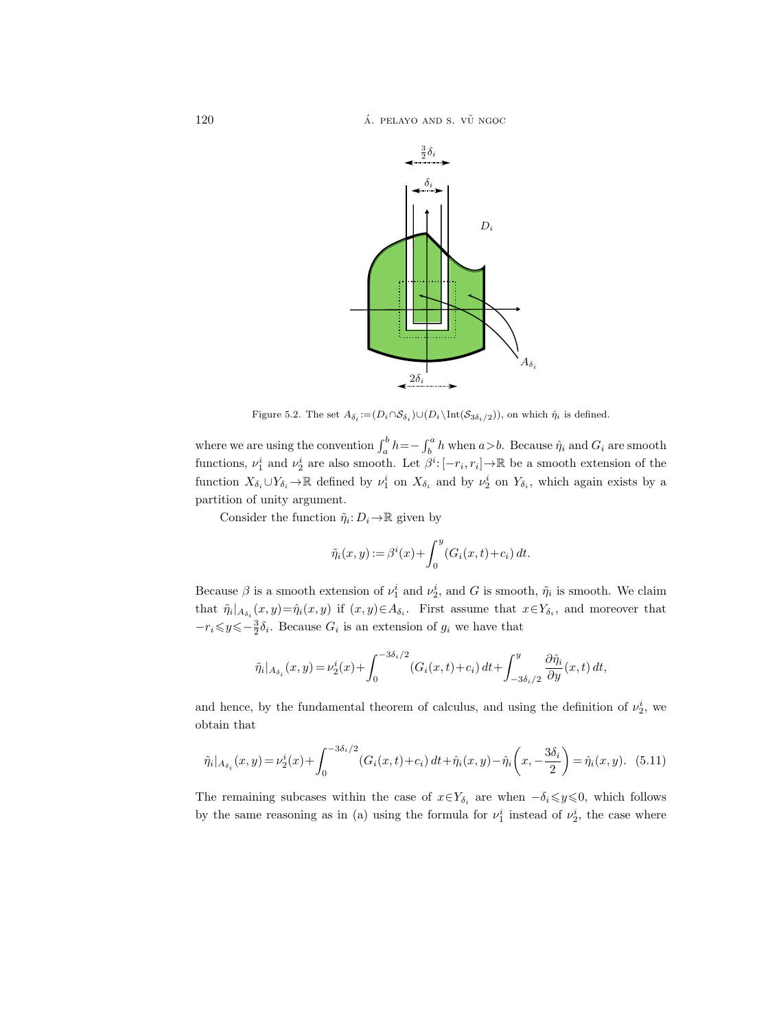Figure 5.2. The set $A_{\delta_i} := (D_i \cap \mathcal{S}_{\delta_i}) \cup (D_i \setminus \mathrm{Int}(\mathcal{S}_{3\delta_i/2}))$, on which $\hat{\eta}_i$ is defined.

where we are using the convention $\int_a^b h = -\int_b^a h$ when $a > b$. Because $\hat{\eta}_i$ and $G_i$ are smooth functions, $\nu_1^i$ and $\nu_2^i$ are also smooth. Let $\beta^i: [-r_i, r_i] \to \mathbb{R}$ be a smooth extension of the function $X_{\delta_i} \cup Y_{\delta_i} \to \mathbb{R}$ defined by $\nu_1^i$ on $X_{\delta_i}$ and by $\nu_2^i$ on $Y_{\delta_i}$, which again exists by a partition of unity argument.

Consider the function $\tilde{\eta}_i: D_i \to \mathbb{R}$ given by

$$\tilde{\eta}_i(x, y) := \beta^i(x) + \int_0^y (G_i(x, t) + c_i)\, dt.$$

Because $\beta$ is a smooth extension of $\nu_1^i$ and $\nu_2^i$, and $G$ is smooth, $\tilde{\eta}_i$ is smooth. We claim that $\tilde{\eta}_i|_{A_{\delta_i}}(x, y) = \hat{\eta}_i(x, y)$ if $(x, y) \in A_{\delta_i}$. First assume that $x \in Y_{\delta_i}$, and moreover that $-r_i \leqslant y \leqslant -\frac{3}{2}\delta_i$. Because $G_i$ is an extension of $g_i$ we have that

$$\tilde{\eta}_i|_{A_{\delta_i}}(x, y) = \nu_2^i(x) + \int_0^{-3\delta_i/2} (G_i(x, t) + c_i)\, dt + \int_{-3\delta_i/2}^y \frac{\partial \hat{\eta}_i}{\partial y}(x, t)\, dt,$$

and hence, by the fundamental theorem of calculus, and using the definition of $\nu_2^i$, we obtain that

$$\tilde{\eta}_i|_{A_{\delta_i}}(x, y) = \nu_2^i(x) + \int_0^{-3\delta_i/2} (G_i(x, t) + c_i)\, dt + \hat{\eta}_i(x, y) - \hat{\eta}_i\left(x, -\frac{3\delta_i}{2}\right) = \hat{\eta}_i(x, y). \quad (5.11)$$

The remaining subcases within the case of $x \in Y_{\delta_i}$ are when $-\delta_i \leqslant y \leqslant 0$, which follows by the same reasoning as in (a) using the formula for $\nu_1^i$ instead of $\nu_2^i$, the case where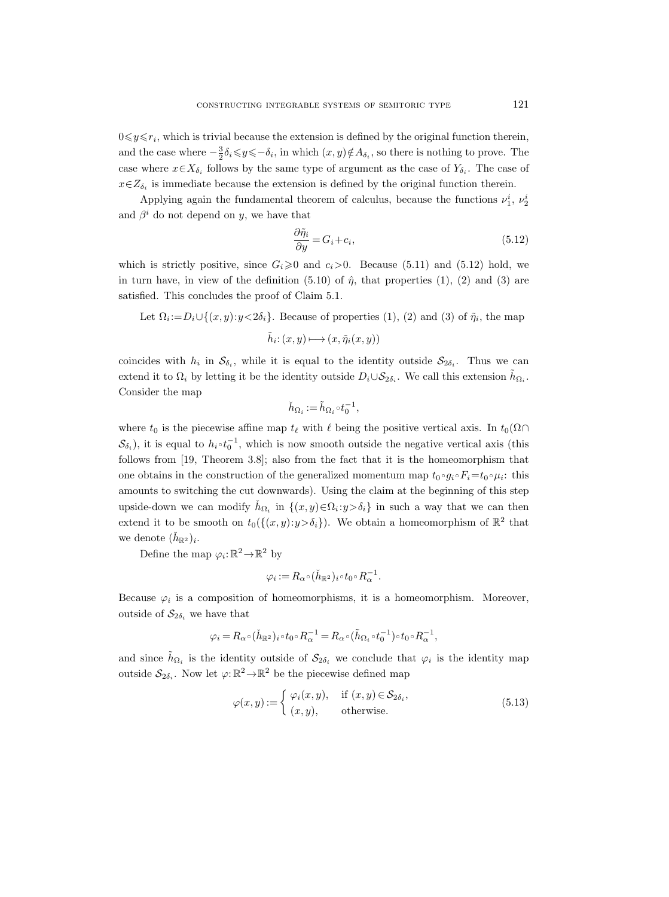$0 \leqslant y \leqslant r_i$, which is trivial because the extension is defined by the original function therein, and the case where $-\frac{3}{2}\delta_i \leqslant y \leqslant -\delta_i$, in which $(x,y) \notin A_{\delta_i}$, so there is nothing to prove. The case where $x \in X_{\delta_i}$ follows by the same type of argument as the case of $Y_{\delta_i}$. The case of $x \in Z_{\delta_i}$ is immediate because the extension is defined by the original function therein.

Applying again the fundamental theorem of calculus, because the functions $\nu_1^i$, $\nu_2^i$ and $\beta^i$ do not depend on $y$, we have that

$$\frac{\partial \tilde{\eta}_i}{\partial y} = G_i + c_i, \tag{5.12}$$

which is strictly positive, since $G_i \geqslant 0$ and $c_i > 0$. Because (5.11) and (5.12) hold, we in turn have, in view of the definition (5.10) of $\hat{\eta}$, that properties (1), (2) and (3) are satisfied. This concludes the proof of Claim 5.1.

Let $\Omega_i := D_i \cup \{(x,y) : y < 2\delta_i\}$. Because of properties (1), (2) and (3) of $\tilde{\eta}_i$, the map

$$\tilde{h}_i : (x,y) \longmapsto (x, \tilde{\eta}_i(x,y))$$

coincides with $h_i$ in $\mathcal{S}_{\delta_i}$, while it is equal to the identity outside $\mathcal{S}_{2\delta_i}$. Thus we can extend it to $\Omega_i$ by letting it be the identity outside $D_i \cup \mathcal{S}_{2\delta_i}$. We call this extension $\tilde{h}_{\Omega_i}$. Consider the map

$$\check{h}_{\Omega_i} := \tilde{h}_{\Omega_i} \circ t_0^{-1},$$

where $t_0$ is the piecewise affine map $t_\ell$ with $\ell$ being the positive vertical axis. In $t_0(\Omega \cap \mathcal{S}_{\delta_i})$, it is equal to $h_i \circ t_0^{-1}$, which is now smooth outside the negative vertical axis (this follows from [19, Theorem 3.8]; also from the fact that it is the homeomorphism that one obtains in the construction of the generalized momentum map $t_0 \circ g_i \circ F_i = t_0 \circ \mu_i$: this amounts to switching the cut downwards). Using the claim at the beginning of this step upside-down we can modify $\check{h}_{\Omega_i}$ in $\{(x,y) \in \Omega_i : y > \delta_i\}$ in such a way that we can then extend it to be smooth on $t_0(\{(x,y) : y > \delta_i\})$. We obtain a homeomorphism of $\mathbb{R}^2$ that we denote $(\check{h}_{\mathbb{R}^2})_i$.

Define the map $\varphi_i : \mathbb{R}^2 \to \mathbb{R}^2$ by

$$\varphi_i := R_\alpha \circ (\check{h}_{\mathbb{R}^2})_i \circ t_0 \circ R_\alpha^{-1}.$$

Because $\varphi_i$ is a composition of homeomorphisms, it is a homeomorphism. Moreover, outside of $\mathcal{S}_{2\delta_i}$ we have that

$$\varphi_i = R_\alpha \circ (\check{h}_{\mathbb{R}^2})_i \circ t_0 \circ R_\alpha^{-1} = R_\alpha \circ (\tilde{h}_{\Omega_i} \circ t_0^{-1}) \circ t_0 \circ R_\alpha^{-1},$$

and since $\tilde{h}_{\Omega_i}$ is the identity outside of $\mathcal{S}_{2\delta_i}$ we conclude that $\varphi_i$ is the identity map outside $\mathcal{S}_{2\delta_i}$. Now let $\varphi : \mathbb{R}^2 \to \mathbb{R}^2$ be the piecewise defined map

$$\varphi(x,y) := \begin{cases} \varphi_i(x,y), & \text{if } (x,y) \in \mathcal{S}_{2\delta_i}, \\ (x,y), & \text{otherwise.} \end{cases} \tag{5.13}$$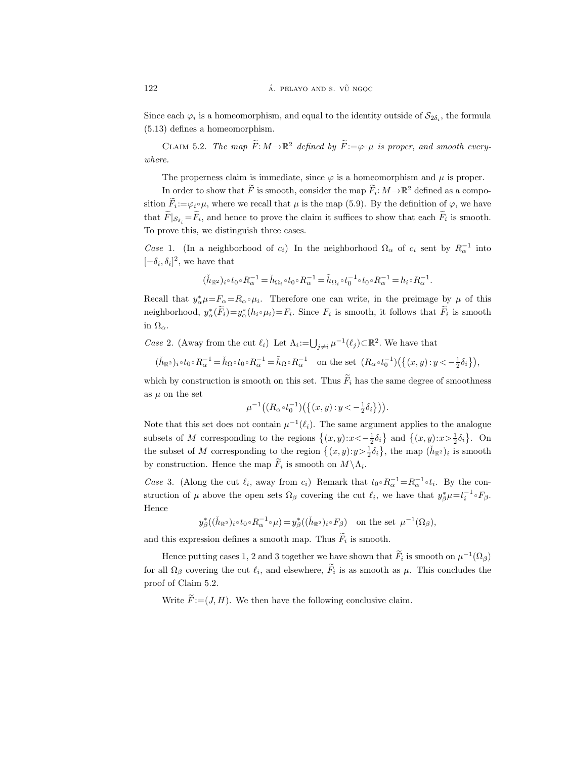Since each $\varphi_i$ is a homeomorphism, and equal to the identity outside of $\mathcal{S}_{2\delta_i}$, the formula (5.13) defines a homeomorphism.

Claim 5.2. *The map $\widetilde{F}: M \to \mathbb{R}^2$ defined by $\widetilde{F} := \varphi \circ \mu$ is proper, and smooth everywhere.*

The properness claim is immediate, since $\varphi$ is a homeomorphism and $\mu$ is proper.

In order to show that $\widetilde{F}$ is smooth, consider the map $\widetilde{F}_i: M \to \mathbb{R}^2$ defined as a composition $\widetilde{F}_i := \varphi_i \circ \mu$, where we recall that $\mu$ is the map (5.9). By the definition of $\varphi$, we have that $\widetilde{F}|_{\mathcal{S}_{\delta_i}} = \widetilde{F}_i$, and hence to prove the claim it suffices to show that each $\widetilde{F}_i$ is smooth. To prove this, we distinguish three cases.

*Case* 1. (In a neighborhood of $c_i$) In the neighborhood $\Omega_\alpha$ of $c_i$ sent by $R_\alpha^{-1}$ into $[-\delta_i, \delta_i]^2$, we have that

$$(\check{h}_{\mathbb{R}^2})_i \circ t_0 \circ R_\alpha^{-1} = \check{h}_{\Omega_i} \circ t_0 \circ R_\alpha^{-1} = \tilde{h}_{\Omega_i} \circ t_0^{-1} \circ t_0 \circ R_\alpha^{-1} = h_i \circ R_\alpha^{-1}.$$

Recall that $y_\alpha^* \mu = F_\alpha = R_\alpha \circ \mu_i$. Therefore one can write, in the preimage by $\mu$ of this neighborhood, $y_\alpha^*(\widetilde{F}_i) = y_\alpha^*(h_i \circ \mu_i) = F_i$. Since $F_i$ is smooth, it follows that $\widetilde{F}_i$ is smooth in $\Omega_\alpha$.

*Case* 2. (Away from the cut $\ell_i$) Let $\Lambda_i := \bigcup_{j \neq i} \mu^{-1}(\ell_j) \subset \mathbb{R}^2$. We have that

$$(\check{h}_{\mathbb{R}^2})_i \circ t_0 \circ R_\alpha^{-1} = \check{h}_\Omega \circ t_0 \circ R_\alpha^{-1} = \tilde{h}_\Omega \circ R_\alpha^{-1} \quad \text{on the set } (R_\alpha \circ t_0^{-1})\big(\{(x,y) : y < -\tfrac{1}{2}\delta_i\}\big),$$

which by construction is smooth on this set. Thus $\widetilde{F}_i$ has the same degree of smoothness as $\mu$ on the set

$$\mu^{-1}\big((R_\alpha \circ t_0^{-1})\big(\{(x,y) : y < -\tfrac{1}{2}\delta_i\}\big)\big).$$

Note that this set does not contain $\mu^{-1}(\ell_i)$. The same argument applies to the analogue subsets of $M$ corresponding to the regions $\{(x,y) : x < -\frac{1}{2}\delta_i\}$ and $\{(x,y) : x > \frac{1}{2}\delta_i\}$. On the subset of $M$ corresponding to the region $\{(x,y) : y > \frac{1}{2}\delta_i\}$, the map $(\check{h}_{\mathbb{R}^2})_i$ is smooth by construction. Hence the map $\widetilde{F}_i$ is smooth on $M \setminus \Lambda_i$.

*Case* 3. (Along the cut $\ell_i$, away from $c_i$) Remark that $t_0 \circ R_\alpha^{-1} = R_\alpha^{-1} \circ t_i$. By the construction of $\mu$ above the open sets $\Omega_\beta$ covering the cut $\ell_i$, we have that $y_\beta^* \mu = t_i^{-1} \circ F_\beta$. Hence

$$y_\beta^*((\check{h}_{\mathbb{R}^2})_i \circ t_0 \circ R_\alpha^{-1} \circ \mu) = y_\beta^*((\check{h}_{\mathbb{R}^2})_i \circ F_\beta) \quad \text{on the set } \mu^{-1}(\Omega_\beta),$$

and this expression defines a smooth map. Thus $\widetilde{F}_i$ is smooth.

Hence putting cases 1, 2 and 3 together we have shown that $\widetilde{F}_i$ is smooth on $\mu^{-1}(\Omega_\beta)$ for all $\Omega_\beta$ covering the cut $\ell_i$, and elsewhere, $\widetilde{F}_i$ is as smooth as $\mu$. This concludes the proof of Claim 5.2.

Write $\widetilde{F} := (J, H)$. We then have the following conclusive claim.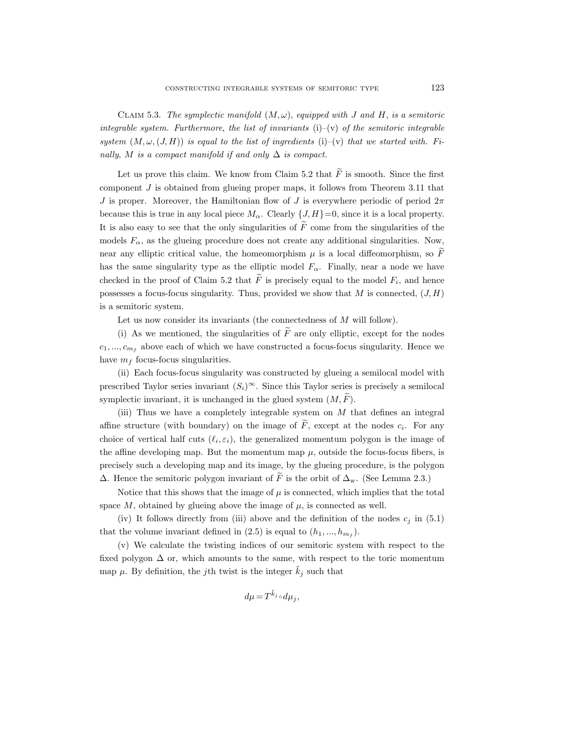Claim 5.3. *The symplectic manifold $(M,\omega)$, equipped with $J$ and $H$, is a semitoric integrable system. Furthermore, the list of invariants* (i)–(v) *of the semitoric integrable system $(M,\omega,(J,H))$ is equal to the list of ingredients* (i)–(v) *that we started with. Finally, $M$ is a compact manifold if and only $\Delta$ is compact.*

Let us prove this claim. We know from Claim 5.2 that $\widetilde{F}$ is smooth. Since the first component $J$ is obtained from glueing proper maps, it follows from Theorem 3.11 that $J$ is proper. Moreover, the Hamiltonian flow of $J$ is everywhere periodic of period $2\pi$ because this is true in any local piece $M_\alpha$. Clearly $\{J,H\}=0$, since it is a local property. It is also easy to see that the only singularities of $\widetilde{F}$ come from the singularities of the models $F_\alpha$, as the glueing procedure does not create any additional singularities. Now, near any elliptic critical value, the homeomorphism $\mu$ is a local diffeomorphism, so $\widetilde{F}$ has the same singularity type as the elliptic model $F_\alpha$. Finally, near a node we have checked in the proof of Claim 5.2 that $\widetilde{F}$ is precisely equal to the model $F_i$, and hence possesses a focus-focus singularity. Thus, provided we show that $M$ is connected, $(J,H)$ is a semitoric system.

Let us now consider its invariants (the connectedness of $M$ will follow).

(i) As we mentioned, the singularities of $\widetilde{F}$ are only elliptic, except for the nodes $c_1,...,c_{m_f}$ above each of which we have constructed a focus-focus singularity. Hence we have $m_f$ focus-focus singularities.

(ii) Each focus-focus singularity was constructed by glueing a semilocal model with prescribed Taylor series invariant $(S_i)^\infty$. Since this Taylor series is precisely a semilocal symplectic invariant, it is unchanged in the glued system $(M,\widetilde{F})$.

(iii) Thus we have a completely integrable system on $M$ that defines an integral affine structure (with boundary) on the image of $\widetilde{F}$, except at the nodes $c_i$. For any choice of vertical half cuts $(\ell_i,\varepsilon_i)$, the generalized momentum polygon is the image of the affine developing map. But the momentum map $\mu$, outside the focus-focus fibers, is precisely such a developing map and its image, by the glueing procedure, is the polygon $\Delta$. Hence the semitoric polygon invariant of $\widetilde{F}$ is the orbit of $\Delta_{\mathrm{w}}$. (See Lemma 2.3.)

Notice that this shows that the image of $\mu$ is connected, which implies that the total space $M$, obtained by glueing above the image of $\mu$, is connected as well.

(iv) It follows directly from (iii) above and the definition of the nodes $c_j$ in (5.1) that the volume invariant defined in (2.5) is equal to $(h_1,...,h_{m_f})$.

(v) We calculate the twisting indices of our semitoric system with respect to the fixed polygon $\Delta$ or, which amounts to the same, with respect to the toric momentum map $\mu$. By definition, the $j$th twist is the integer $\tilde{k}_j$ such that

$$d\mu = T^{\tilde{k}_j} \circ d\mu_j,$$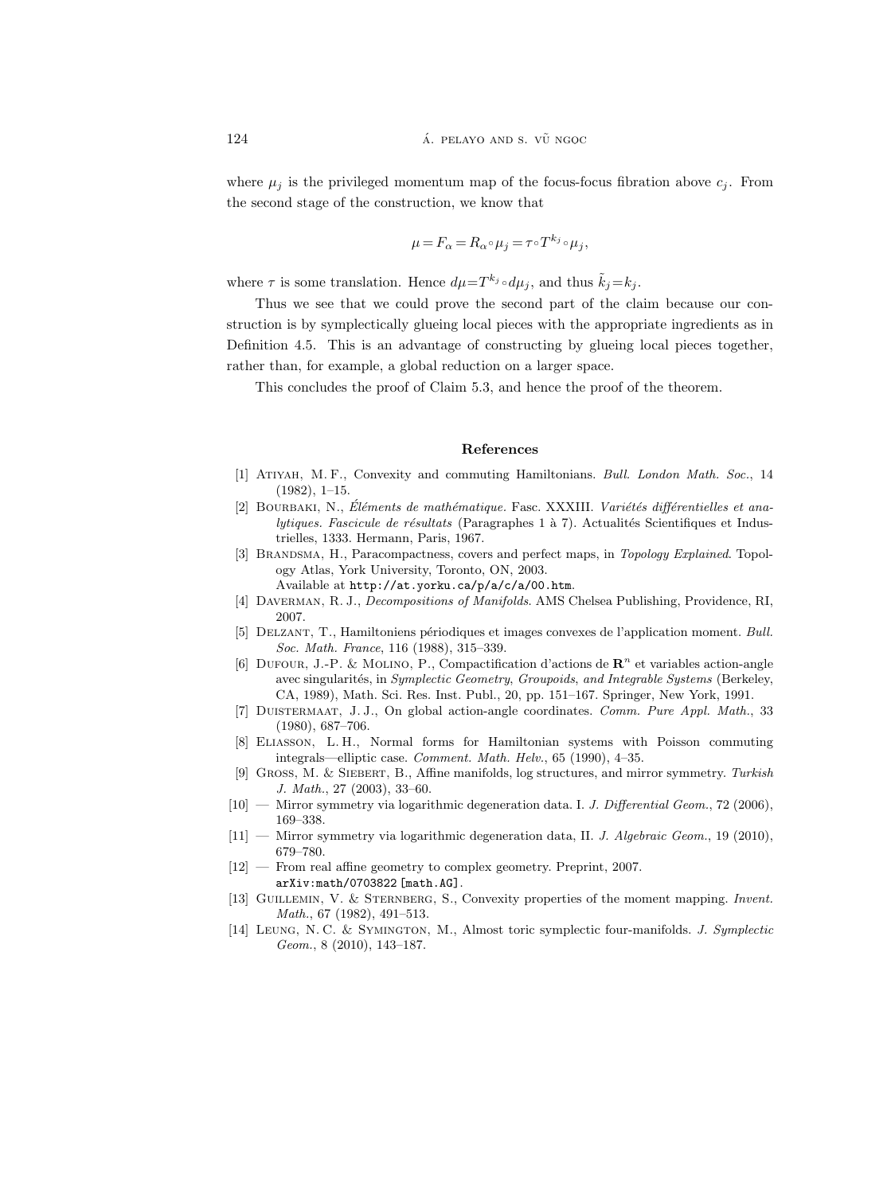where $\mu_j$ is the privileged momentum map of the focus-focus fibration above $c_j$. From the second stage of the construction, we know that

$$\mu = F_\alpha = R_\alpha \circ \mu_j = \tau \circ T^{k_j} \circ \mu_j,$$

where $\tau$ is some translation. Hence $d\mu = T^{k_j} \circ d\mu_j$, and thus $\tilde{k}_j = k_j$.

Thus we see that we could prove the second part of the claim because our construction is by symplectically glueing local pieces with the appropriate ingredients as in Definition 4.5. This is an advantage of constructing by glueing local pieces together, rather than, for example, a global reduction on a larger space.

This concludes the proof of Claim 5.3, and hence the proof of the theorem.

## References

[1] Atiyah, M. F., Convexity and commuting Hamiltonians. *Bull. London Math. Soc.*, 14 (1982), 1–15.

[2] Bourbaki, N., *Éléments de mathématique*. Fasc. XXXIII. *Variétés différentielles et analytiques. Fascicule de résultats* (Paragraphes 1 à 7). Actualités Scientifiques et Industrielles, 1333. Hermann, Paris, 1967.

[3] Brandsma, H., Paracompactness, covers and perfect maps, in *Topology Explained*. Topology Atlas, York University, Toronto, ON, 2003. Available at http://at.yorku.ca/p/a/c/a/00.htm.

[4] Daverman, R. J., *Decompositions of Manifolds*. AMS Chelsea Publishing, Providence, RI, 2007.

[5] Delzant, T., Hamiltoniens périodiques et images convexes de l'application moment. *Bull. Soc. Math. France*, 116 (1988), 315–339.

[6] Dufour, J.-P. & Molino, P., Compactification d'actions de $\mathbf{R}^n$ et variables action-angle avec singularités, in *Symplectic Geometry, Groupoids, and Integrable Systems* (Berkeley, CA, 1989), Math. Sci. Res. Inst. Publ., 20, pp. 151–167. Springer, New York, 1991.

[7] Duistermaat, J. J., On global action-angle coordinates. *Comm. Pure Appl. Math.*, 33 (1980), 687–706.

[8] Eliasson, L. H., Normal forms for Hamiltonian systems with Poisson commuting integrals—elliptic case. *Comment. Math. Helv.*, 65 (1990), 4–35.

[9] Gross, M. & Siebert, B., Affine manifolds, log structures, and mirror symmetry. *Turkish J. Math.*, 27 (2003), 33–60.

[10] — Mirror symmetry via logarithmic degeneration data. I. *J. Differential Geom.*, 72 (2006), 169–338.

[11] — Mirror symmetry via logarithmic degeneration data, II. *J. Algebraic Geom.*, 19 (2010), 679–780.

[12] — From real affine geometry to complex geometry. Preprint, 2007. arXiv:math/0703822 [math.AG].

[13] Guillemin, V. & Sternberg, S., Convexity properties of the moment mapping. *Invent. Math.*, 67 (1982), 491–513.

[14] Leung, N. C. & Symington, M., Almost toric symplectic four-manifolds. *J. Symplectic Geom.*, 8 (2010), 143–187.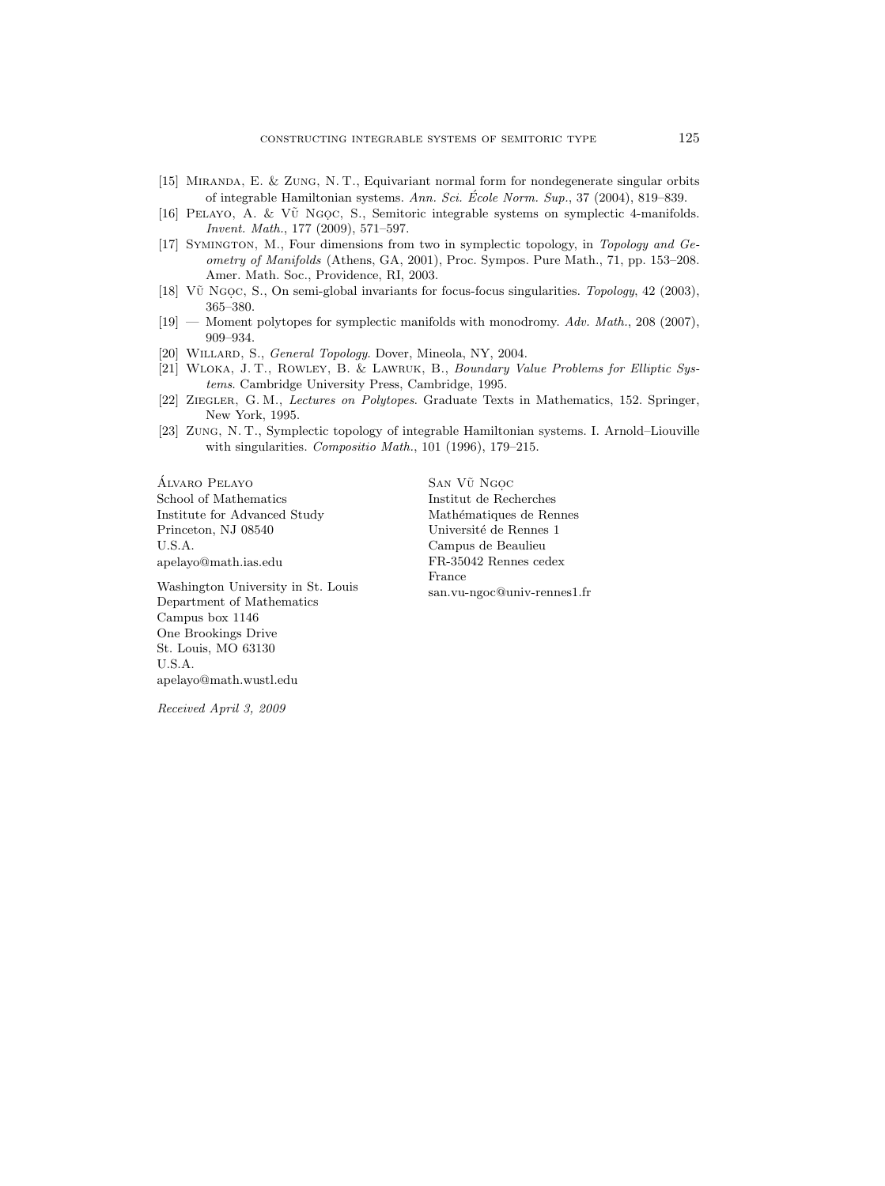[15] Miranda, E. & Zung, N. T., Equivariant normal form for nondegenerate singular orbits of integrable Hamiltonian systems. *Ann. Sci. École Norm. Sup.*, 37 (2004), 819–839.

[16] Pelayo, A. & Vũ Ngọc, S., Semitoric integrable systems on symplectic 4-manifolds. *Invent. Math.*, 177 (2009), 571–597.

[17] Symington, M., Four dimensions from two in symplectic topology, in *Topology and Geometry of Manifolds* (Athens, GA, 2001), Proc. Sympos. Pure Math., 71, pp. 153–208. Amer. Math. Soc., Providence, RI, 2003.

[18] Vũ Ngọc, S., On semi-global invariants for focus-focus singularities. *Topology*, 42 (2003), 365–380.

[19] — Moment polytopes for symplectic manifolds with monodromy. *Adv. Math.*, 208 (2007), 909–934.

[20] Willard, S., *General Topology*. Dover, Mineola, NY, 2004.

[21] Wloka, J. T., Rowley, B. & Lawruk, B., *Boundary Value Problems for Elliptic Systems*. Cambridge University Press, Cambridge, 1995.

[22] Ziegler, G. M., *Lectures on Polytopes*. Graduate Texts in Mathematics, 152. Springer, New York, 1995.

[23] Zung, N. T., Symplectic topology of integrable Hamiltonian systems. I. Arnold–Liouville with singularities. *Compositio Math.*, 101 (1996), 179–215.

Álvaro Pelayo
School of Mathematics
Institute for Advanced Study
Princeton, NJ 08540
U.S.A.
apelayo@math.ias.edu

Washington University in St. Louis
Department of Mathematics
Campus box 1146
One Brookings Drive
St. Louis, MO 63130
U.S.A.
apelayo@math.wustl.edu

San Vũ Ngọc
Institut de Recherches
Mathématiques de Rennes
Université de Rennes 1
Campus de Beaulieu
FR-35042 Rennes cedex
France
san.vu-ngoc@univ-rennes1.fr

*Received April 3, 2009*